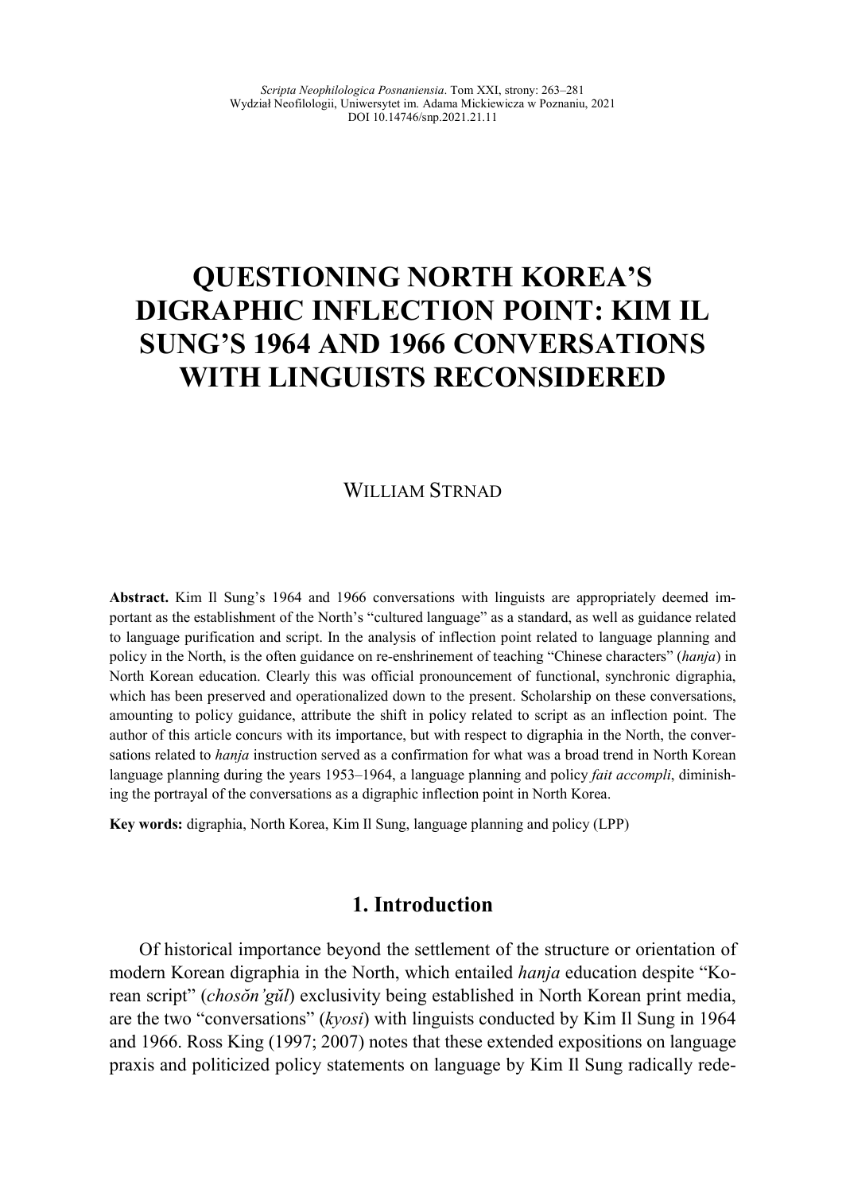# QUESTIONING NORTH KOREA'S DIGRAPHIC INFLECTION POINT: KIM IL SUNG'S 1964 AND 1966 CONVERSATIONS WITH LINGUISTS RECONSIDERED

WILLIAM STRNAD

**Abstract.** Kim Il Sung's 1964 and 1966 conversations with linguists are appropriately deemed important as the establishment of the North's "cultured language" as a standard, as well as guidance related to language purification and script. In the analysis of inflection point related to language planning and policy in the North, is the often guidance on re-enshrinement of teaching "Chinese characters" (*hanja*) in North Korean education. Clearly this was official pronouncement of functional, synchronic digraphia, which has been preserved and operationalized down to the present. Scholarship on these conversations, amounting to policy guidance, attribute the shift in policy related to script as an inflection point. The author of this article concurs with its importance, but with respect to digraphia in the North, the conversations related to *hanja* instruction served as a confirmation for what was a broad trend in North Korean language planning during the years 1953–1964, a language planning and policy *fait accompli*, diminishing the portrayal of the conversations as a digraphic inflection point in North Korea.

**Key words:** digraphia, North Korea, Kim Il Sung, language planning and policy (LPP)

## 1. Introduction

Of historical importance beyond the settlement of the structure or orientation of modern Korean digraphia in the North, which entailed *hanja* education despite "Korean script" (*chosŏn'gŭl*) exclusivity being established in North Korean print media, are the two "conversations" (*kyosi*) with linguists conducted by Kim Il Sung in 1964 and 1966. Ross King (1997; 2007) notes that these extended expositions on language praxis and politicized policy statements on language by Kim Il Sung radically rede-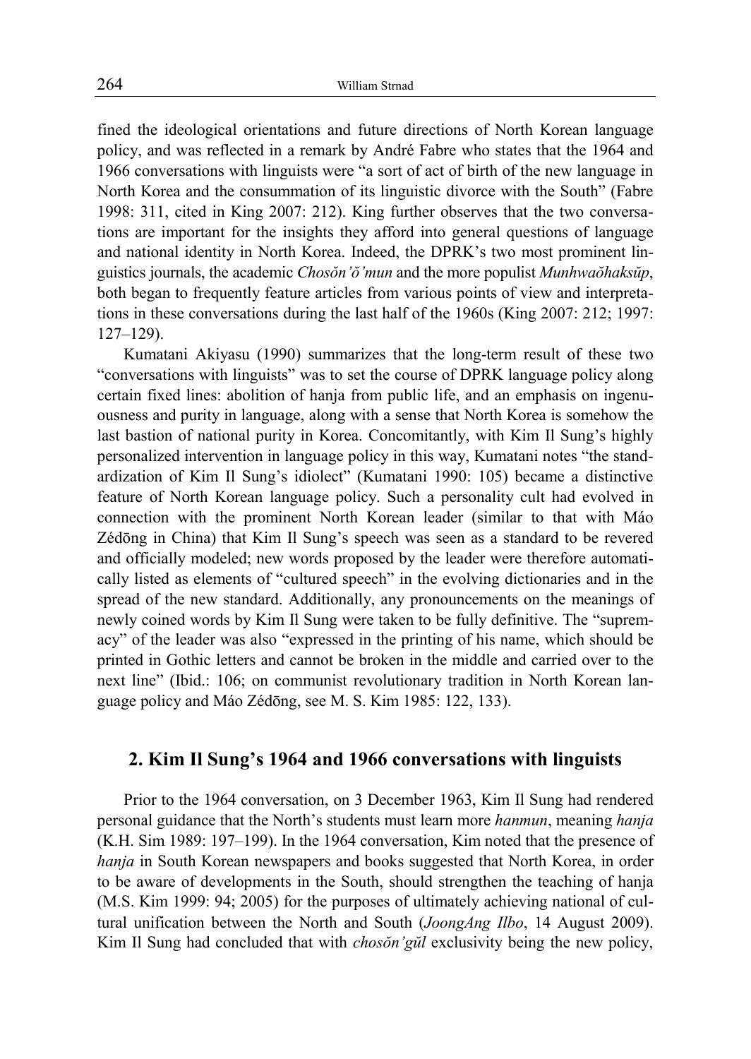fined the ideological orientations and future directions of North Korean language policy, and was reflected in a remark by André Fabre who states that the 1964 and 1966 conversations with linguists were "a sort of act of birth of the new language in North Korea and the consummation of its linguistic divorce with the South" (Fabre 1998: 311, cited in King 2007: 212). King further observes that the two conversations are important for the insights they afford into general questions of language and national identity in North Korea. Indeed, the DPRK's two most prominent linguistics journals, the academic *Chosŏn'ŏ'mun* and the more populist *Munhwaŏhaksŭp*, both began to frequently feature articles from various points of view and interpretations in these conversations during the last half of the 1960s (King 2007: 212; 1997: 127–129).

Kumatani Akiyasu (1990) summarizes that the long-term result of these two "conversations with linguists" was to set the course of DPRK language policy along certain fixed lines: abolition of hanja from public life, and an emphasis on ingenuousness and purity in language, along with a sense that North Korea is somehow the last bastion of national purity in Korea. Concomitantly, with Kim Il Sung's highly personalized intervention in language policy in this way, Kumatani notes "the standardization of Kim Il Sung's idiolect" (Kumatani 1990: 105) became a distinctive feature of North Korean language policy. Such a personality cult had evolved in connection with the prominent North Korean leader (similar to that with Máo Zédōng in China) that Kim Il Sung's speech was seen as a standard to be revered and officially modeled; new words proposed by the leader were therefore automatically listed as elements of "cultured speech" in the evolving dictionaries and in the spread of the new standard. Additionally, any pronouncements on the meanings of newly coined words by Kim Il Sung were taken to be fully definitive. The "supremacy" of the leader was also "expressed in the printing of his name, which should be printed in Gothic letters and cannot be broken in the middle and carried over to the next line" (Ibid.: 106; on communist revolutionary tradition in North Korean language policy and Máo Zédōng, see M. S. Kim 1985: 122, 133).

## 2. Kim Il Sung's 1964 and 1966 conversations with linguists

Prior to the 1964 conversation, on 3 December 1963, Kim Il Sung had rendered personal guidance that the North's students must learn more *hanmun*, meaning *hanja* (K.H. Sim 1989: 197–199). In the 1964 conversation, Kim noted that the presence of *hanja* in South Korean newspapers and books suggested that North Korea, in order to be aware of developments in the South, should strengthen the teaching of hanja (M.S. Kim 1999: 94; 2005) for the purposes of ultimately achieving national of cultural unification between the North and South (*JoongAng Ilbo*, 14 August 2009). Kim Il Sung had concluded that with *chosŏn'gŭl* exclusivity being the new policy,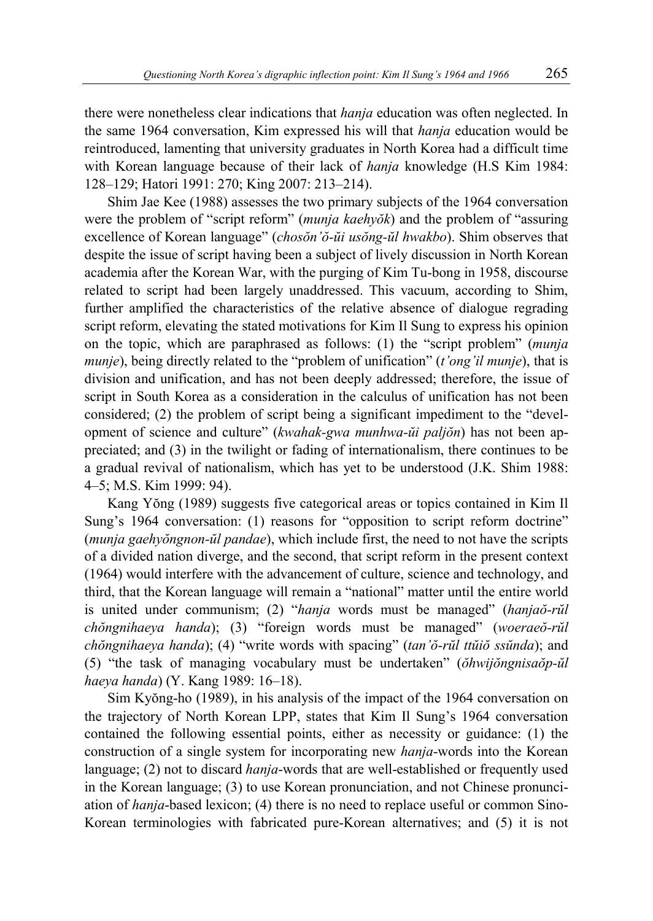there were nonetheless clear indications that *hanja* education was often neglected. In the same 1964 conversation, Kim expressed his will that *hanja* education would be reintroduced, lamenting that university graduates in North Korea had a difficult time with Korean language because of their lack of *hanja* knowledge (H.S Kim 1984: 128–129; Hatori 1991: 270; King 2007: 213–214).

Shim Jae Kee (1988) assesses the two primary subjects of the 1964 conversation were the problem of "script reform" (*munja kaehyŏk*) and the problem of "assuring excellence of Korean language" (*chosŏn'ŏ-ŭi usŏng-ŭl hwakbo*). Shim observes that despite the issue of script having been a subject of lively discussion in North Korean academia after the Korean War, with the purging of Kim Tu-bong in 1958, discourse related to script had been largely unaddressed. This vacuum, according to Shim, further amplified the characteristics of the relative absence of dialogue regrading script reform, elevating the stated motivations for Kim Il Sung to express his opinion on the topic, which are paraphrased as follows: (1) the "script problem" (*munja munje*), being directly related to the "problem of unification" (*t'ong'il munje*), that is division and unification, and has not been deeply addressed; therefore, the issue of script in South Korea as a consideration in the calculus of unification has not been considered; (2) the problem of script being a significant impediment to the "development of science and culture" (*kwahak-gwa munhwa-ŭi paljŏn*) has not been appreciated; and (3) in the twilight or fading of internationalism, there continues to be a gradual revival of nationalism, which has yet to be understood (J.K. Shim 1988: 4–5; M.S. Kim 1999: 94).

Kang Yŏng (1989) suggests five categorical areas or topics contained in Kim Il Sung's 1964 conversation: (1) reasons for "opposition to script reform doctrine" (*munja gaehyŏngnon-ŭl pandae*), which include first, the need to not have the scripts of a divided nation diverge, and the second, that script reform in the present context (1964) would interfere with the advancement of culture, science and technology, and third, that the Korean language will remain a "national" matter until the entire world is united under communism; (2) "*hanja* words must be managed" (*hanjaŏ-rŭl chŏngnihaeya handa*); (3) "foreign words must be managed" (*woeraeŏ-rŭl chŏngnihaeya handa*); (4) "write words with spacing" (*tan'ŏ-rŭl ttŭiŏ ssŭnda*); and (5) "the task of managing vocabulary must be undertaken" (*ŏhwijŏngnisaŏp-ŭl haeya handa*) (Y. Kang 1989: 16–18).

Sim Kyŏng-ho (1989), in his analysis of the impact of the 1964 conversation on the trajectory of North Korean LPP, states that Kim Il Sung's 1964 conversation contained the following essential points, either as necessity or guidance: (1) the construction of a single system for incorporating new *hanja*-words into the Korean language; (2) not to discard *hanja*-words that are well-established or frequently used in the Korean language; (3) to use Korean pronunciation, and not Chinese pronunciation of *hanja*-based lexicon; (4) there is no need to replace useful or common Sino-Korean terminologies with fabricated pure-Korean alternatives; and (5) it is not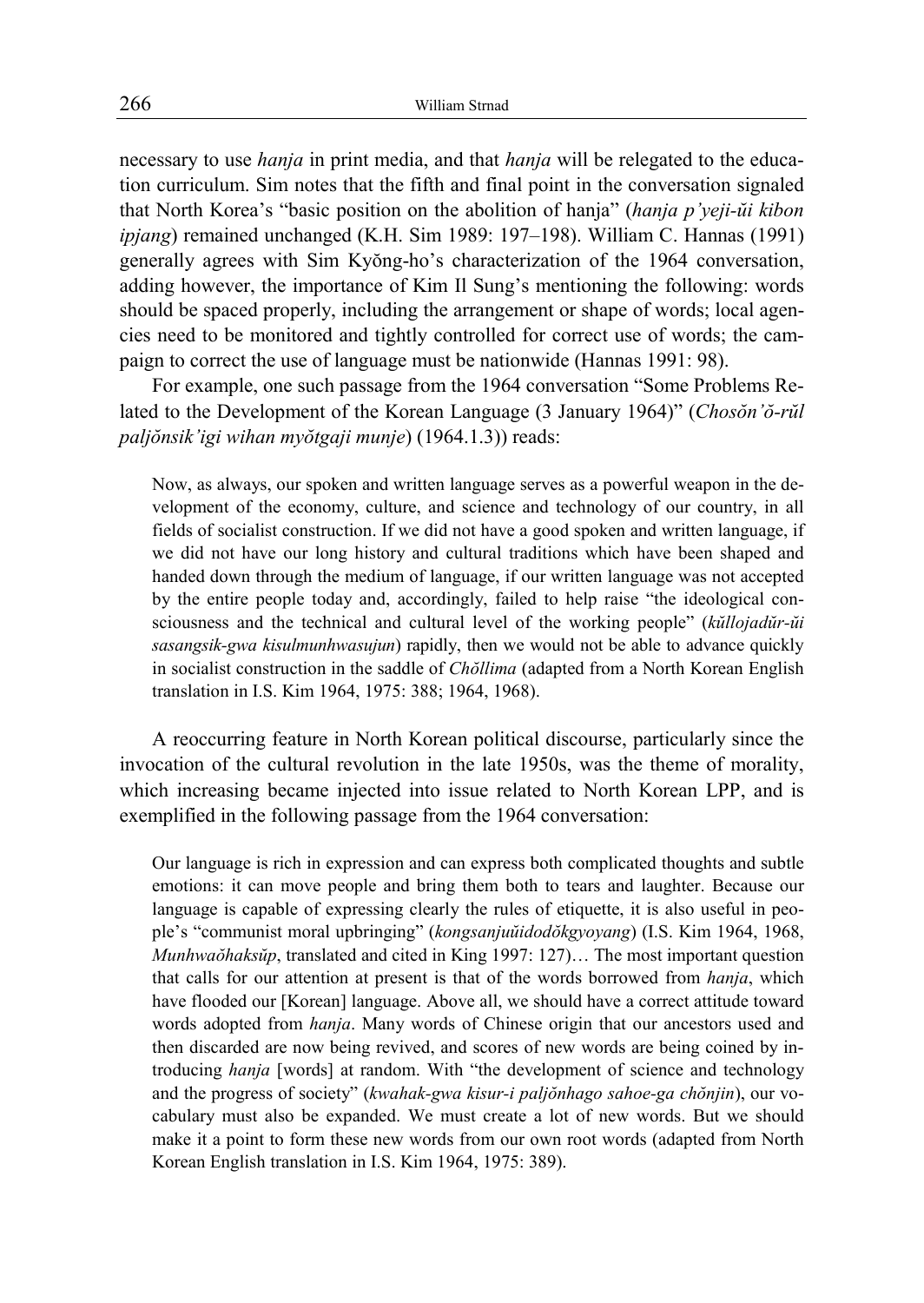necessary to use *hanja* in print media, and that *hanja* will be relegated to the education curriculum. Sim notes that the fifth and final point in the conversation signaled that North Korea's "basic position on the abolition of hanja" (*hanja p'yeji-ŭi kibon ipjang*) remained unchanged (K.H. Sim 1989: 197–198). William C. Hannas (1991) generally agrees with Sim Kyŏng-ho's characterization of the 1964 conversation, adding however, the importance of Kim Il Sung's mentioning the following: words should be spaced properly, including the arrangement or shape of words; local agencies need to be monitored and tightly controlled for correct use of words; the campaign to correct the use of language must be nationwide (Hannas 1991: 98).

For example, one such passage from the 1964 conversation "Some Problems Related to the Development of the Korean Language (3 January 1964)" (*Chosŏn'ŏ-rŭl paljŏnsik'igi wihan myŏtgaji munje*) (1964.1.3)) reads:

> Now, as always, our spoken and written language serves as a powerful weapon in the development of the economy, culture, and science and technology of our country, in all fields of socialist construction. If we did not have a good spoken and written language, if we did not have our long history and cultural traditions which have been shaped and handed down through the medium of language, if our written language was not accepted by the entire people today and, accordingly, failed to help raise "the ideological consciousness and the technical and cultural level of the working people" (*kŭllojadŭr-ŭi sasangsik-gwa kisulmunhwasujun*) rapidly, then we would not be able to advance quickly in socialist construction in the saddle of *Chŏllima* (adapted from a North Korean English translation in I.S. Kim 1964, 1975: 388; 1964, 1968).

A reoccurring feature in North Korean political discourse, particularly since the invocation of the cultural revolution in the late 1950s, was the theme of morality, which increasing became injected into issue related to North Korean LPP, and is exemplified in the following passage from the 1964 conversation:

> Our language is rich in expression and can express both complicated thoughts and subtle emotions: it can move people and bring them both to tears and laughter. Because our language is capable of expressing clearly the rules of etiquette, it is also useful in people's "communist moral upbringing" (*kongsanjuŭidodŏkgyoyang*) (I.S. Kim 1964, 1968, *Munhwaŏhaksŭp*, translated and cited in King 1997: 127)… The most important question that calls for our attention at present is that of the words borrowed from *hanja*, which have flooded our [Korean] language. Above all, we should have a correct attitude toward words adopted from *hanja*. Many words of Chinese origin that our ancestors used and then discarded are now being revived, and scores of new words are being coined by introducing *hanja* [words] at random. With "the development of science and technology and the progress of society" (*kwahak-gwa kisur-i paljŏnhago sahoe-ga chŏnjin*), our vocabulary must also be expanded. We must create a lot of new words. But we should make it a point to form these new words from our own root words (adapted from North Korean English translation in I.S. Kim 1964, 1975: 389).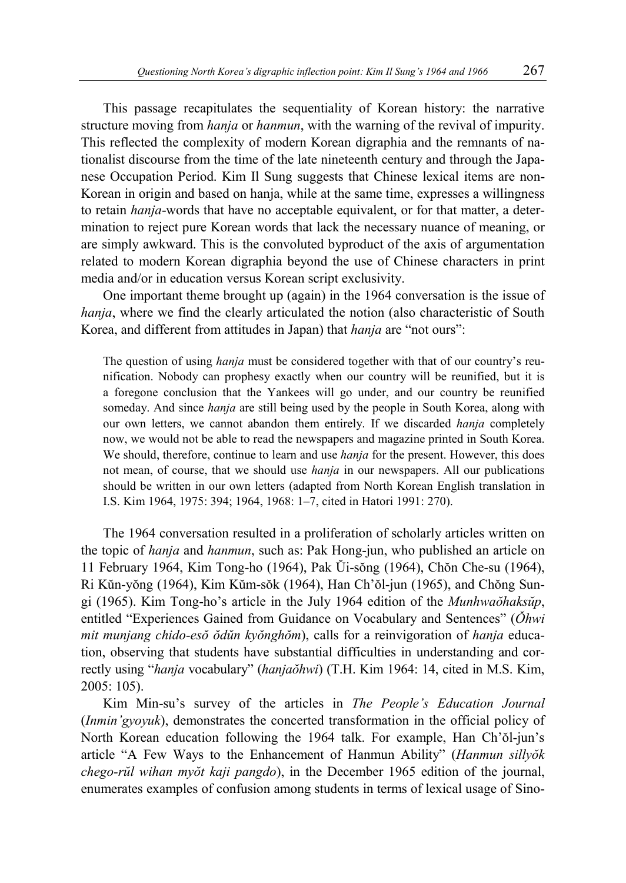This passage recapitulates the sequentiality of Korean history: the narrative structure moving from *hanja* or *hanmun*, with the warning of the revival of impurity. This reflected the complexity of modern Korean digraphia and the remnants of nationalist discourse from the time of the late nineteenth century and through the Japanese Occupation Period. Kim Il Sung suggests that Chinese lexical items are non-Korean in origin and based on hanja, while at the same time, expresses a willingness to retain *hanja*-words that have no acceptable equivalent, or for that matter, a determination to reject pure Korean words that lack the necessary nuance of meaning, or are simply awkward. This is the convoluted byproduct of the axis of argumentation related to modern Korean digraphia beyond the use of Chinese characters in print media and/or in education versus Korean script exclusivity.

One important theme brought up (again) in the 1964 conversation is the issue of *hanja*, where we find the clearly articulated the notion (also characteristic of South Korea, and different from attitudes in Japan) that *hanja* are "not ours":

> The question of using *hanja* must be considered together with that of our country's reunification. Nobody can prophesy exactly when our country will be reunified, but it is a foregone conclusion that the Yankees will go under, and our country be reunified someday. And since *hanja* are still being used by the people in South Korea, along with our own letters, we cannot abandon them entirely. If we discarded *hanja* completely now, we would not be able to read the newspapers and magazine printed in South Korea. We should, therefore, continue to learn and use *hanja* for the present. However, this does not mean, of course, that we should use *hanja* in our newspapers. All our publications should be written in our own letters (adapted from North Korean English translation in I.S. Kim 1964, 1975: 394; 1964, 1968: 1–7, cited in Hatori 1991: 270).

The 1964 conversation resulted in a proliferation of scholarly articles written on the topic of *hanja* and *hanmun*, such as: Pak Hong-jun, who published an article on 11 February 1964, Kim Tong-ho (1964), Pak Ŭi-sŏng (1964), Chŏn Che-su (1964), Ri Kŭn-yŏng (1964), Kim Kŭm-sŏk (1964), Han Ch'ŏl-jun (1965), and Chŏng Sun-gi (1965). Kim Tong-ho's article in the July 1964 edition of the *Munhwaŏhaksŭp*, entitled "Experiences Gained from Guidance on Vocabulary and Sentences" (*Ŏhwi mit munjang chido-esŏ ŏdŭn kyŏnghŏm*), calls for a reinvigoration of *hanja* education, observing that students have substantial difficulties in understanding and correctly using "*hanja* vocabulary" (*hanjaŏhwi*) (T.H. Kim 1964: 14, cited in M.S. Kim, 2005: 105).

Kim Min-su's survey of the articles in *The People's Education Journal* (*Inmin'gyoyuk*), demonstrates the concerted transformation in the official policy of North Korean education following the 1964 talk. For example, Han Ch'ŏl-jun's article "A Few Ways to the Enhancement of Hanmun Ability" (*Hanmun sillyŏk chego-rŭl wihan myŏt kaji pangdo*), in the December 1965 edition of the journal, enumerates examples of confusion among students in terms of lexical usage of Sino-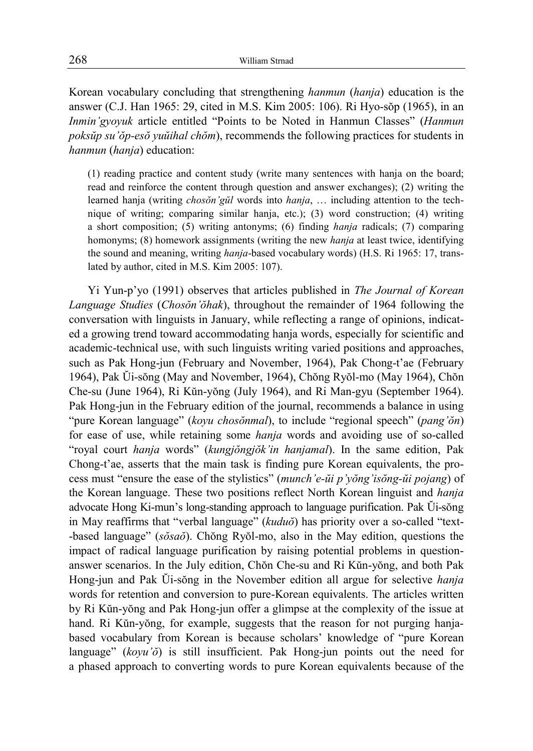Korean vocabulary concluding that strengthening *hanmun* (*hanja*) education is the answer (C.J. Han 1965: 29, cited in M.S. Kim 2005: 106). Ri Hyo-sŏp (1965), in an *Inmin'gyoyuk* article entitled "Points to be Noted in Hanmun Classes" (*Hanmun poksŭp su'ŏp-esŏ yuŭihal chŏm*), recommends the following practices for students in *hanmun* (*hanja*) education:

> (1) reading practice and content study (write many sentences with hanja on the board; read and reinforce the content through question and answer exchanges); (2) writing the learned hanja (writing *chosŏn'gŭl* words into *hanja*, … including attention to the technique of writing; comparing similar hanja, etc.); (3) word construction; (4) writing a short composition; (5) writing antonyms; (6) finding *hanja* radicals; (7) comparing homonyms; (8) homework assignments (writing the new *hanja* at least twice, identifying the sound and meaning, writing *hanja*-based vocabulary words) (H.S. Ri 1965: 17, translated by author, cited in M.S. Kim 2005: 107).

Yi Yun-p'yo (1991) observes that articles published in *The Journal of Korean Language Studies* (*Chosŏn'ŏhak*), throughout the remainder of 1964 following the conversation with linguists in January, while reflecting a range of opinions, indicated a growing trend toward accommodating hanja words, especially for scientific and academic-technical use, with such linguists writing varied positions and approaches, such as Pak Hong-jun (February and November, 1964), Pak Chong-t'ae (February 1964), Pak Ŭi-sŏng (May and November, 1964), Chŏng Ryŏl-mo (May 1964), Chŏn Che-su (June 1964), Ri Kŭn-yŏng (July 1964), and Ri Man-gyu (September 1964). Pak Hong-jun in the February edition of the journal, recommends a balance in using "pure Korean language" (*koyu chosŏnmal*), to include "regional speech" (*pang'ŏn*) for ease of use, while retaining some *hanja* words and avoiding use of so-called "royal court *hanja* words" (*kungjŏngjŏk'in hanjamal*). In the same edition, Pak Chong-t'ae, asserts that the main task is finding pure Korean equivalents, the process must "ensure the ease of the stylistics" (*munch'e-ŭi p'yŏng'isŏng-ŭi pojang*) of the Korean language. These two positions reflect North Korean linguist and *hanja* advocate Hong Ki-mun's long-standing approach to language purification. Pak Ŭi-sŏng in May reaffirms that "verbal language" (*kuduŏ*) has priority over a so-called "text-based language" (*sŏsaŏ*). Chŏng Ryŏl-mo, also in the May edition, questions the impact of radical language purification by raising potential problems in question-answer scenarios. In the July edition, Chŏn Che-su and Ri Kŭn-yŏng, and both Pak Hong-jun and Pak Ŭi-sŏng in the November edition all argue for selective *hanja* words for retention and conversion to pure-Korean equivalents. The articles written by Ri Kŭn-yŏng and Pak Hong-jun offer a glimpse at the complexity of the issue at hand. Ri Kŭn-yŏng, for example, suggests that the reason for not purging hanja-based vocabulary from Korean is because scholars' knowledge of "pure Korean language" (*koyu'ŏ*) is still insufficient. Pak Hong-jun points out the need for a phased approach to converting words to pure Korean equivalents because of the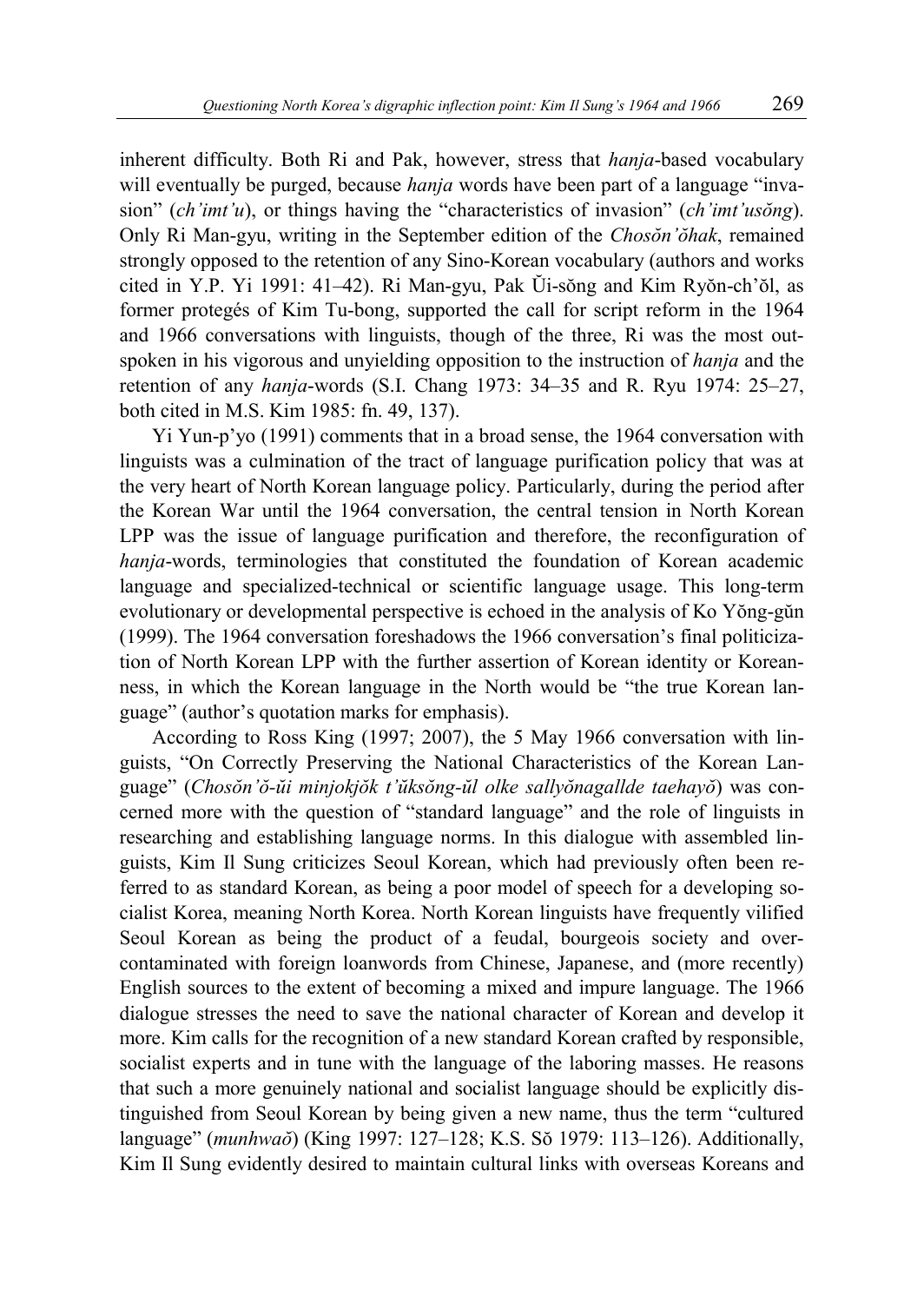inherent difficulty. Both Ri and Pak, however, stress that *hanja*-based vocabulary will eventually be purged, because *hanja* words have been part of a language "invasion" (*ch'imt'u*), or things having the "characteristics of invasion" (*ch'imt'usŏng*). Only Ri Man-gyu, writing in the September edition of the *Chosŏn'ŏhak*, remained strongly opposed to the retention of any Sino-Korean vocabulary (authors and works cited in Y.P. Yi 1991: 41–42). Ri Man-gyu, Pak Ŭi-sŏng and Kim Ryŏn-ch'ŏl, as former protegés of Kim Tu-bong, supported the call for script reform in the 1964 and 1966 conversations with linguists, though of the three, Ri was the most outspoken in his vigorous and unyielding opposition to the instruction of *hanja* and the retention of any *hanja*-words (S.I. Chang 1973: 34–35 and R. Ryu 1974: 25–27, both cited in M.S. Kim 1985: fn. 49, 137).

Yi Yun-p'yo (1991) comments that in a broad sense, the 1964 conversation with linguists was a culmination of the tract of language purification policy that was at the very heart of North Korean language policy. Particularly, during the period after the Korean War until the 1964 conversation, the central tension in North Korean LPP was the issue of language purification and therefore, the reconfiguration of *hanja*-words, terminologies that constituted the foundation of Korean academic language and specialized-technical or scientific language usage. This long-term evolutionary or developmental perspective is echoed in the analysis of Ko Yŏng-gŭn (1999). The 1964 conversation foreshadows the 1966 conversation's final politicization of North Korean LPP with the further assertion of Korean identity or Koreanness, in which the Korean language in the North would be "the true Korean language" (author's quotation marks for emphasis).

According to Ross King (1997; 2007), the 5 May 1966 conversation with linguists, "On Correctly Preserving the National Characteristics of the Korean Language" (*Chosŏn'ŏ-ŭi minjokjŏk t'ŭksŏng-ŭl olke sallyŏnagallde taehayŏ*) was concerned more with the question of "standard language" and the role of linguists in researching and establishing language norms. In this dialogue with assembled linguists, Kim Il Sung criticizes Seoul Korean, which had previously often been referred to as standard Korean, as being a poor model of speech for a developing socialist Korea, meaning North Korea. North Korean linguists have frequently vilified Seoul Korean as being the product of a feudal, bourgeois society and over-contaminated with foreign loanwords from Chinese, Japanese, and (more recently) English sources to the extent of becoming a mixed and impure language. The 1966 dialogue stresses the need to save the national character of Korean and develop it more. Kim calls for the recognition of a new standard Korean crafted by responsible, socialist experts and in tune with the language of the laboring masses. He reasons that such a more genuinely national and socialist language should be explicitly distinguished from Seoul Korean by being given a new name, thus the term "cultured language" (*munhwaŏ*) (King 1997: 127–128; K.S. Sŏ 1979: 113–126). Additionally, Kim Il Sung evidently desired to maintain cultural links with overseas Koreans and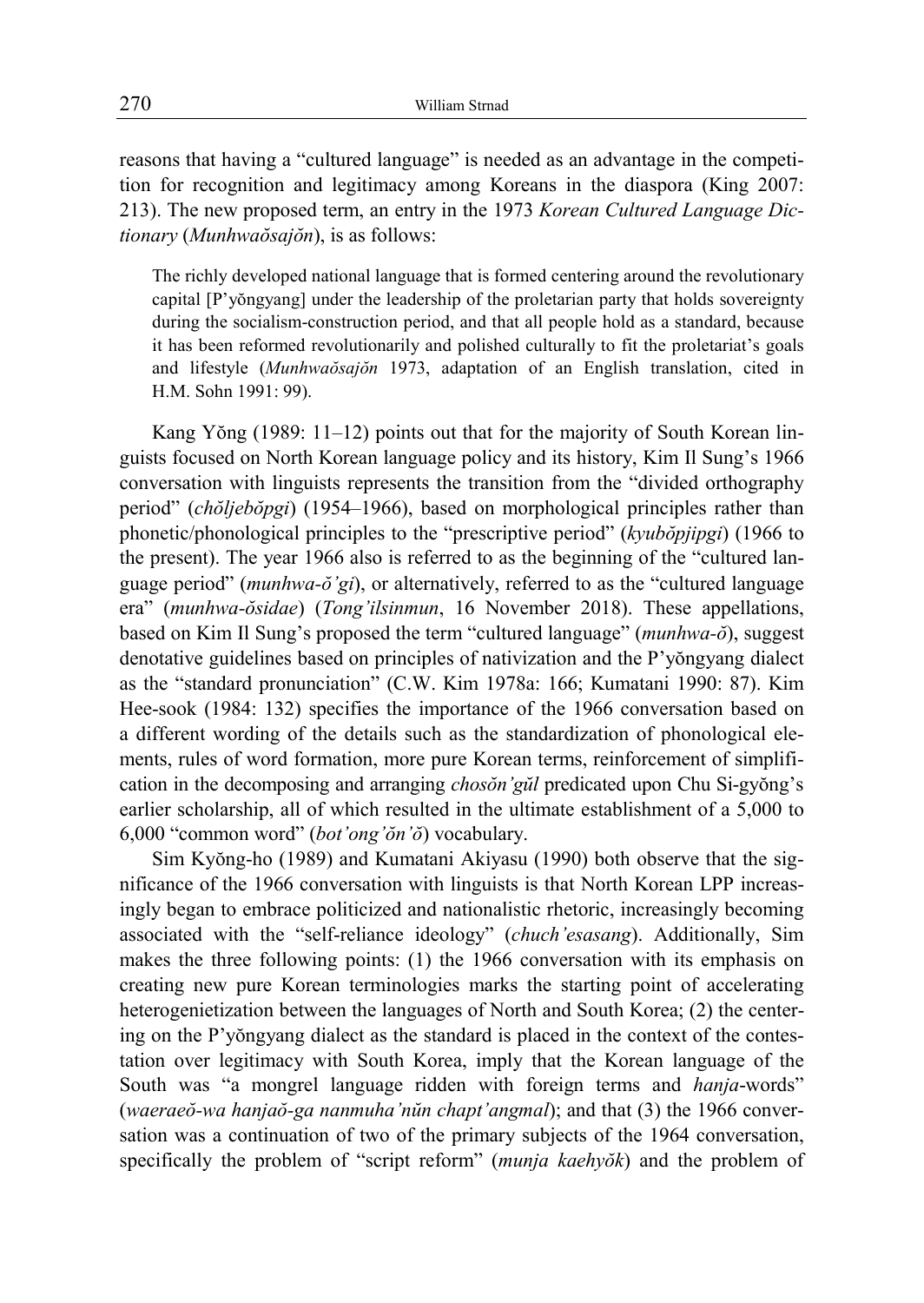reasons that having a "cultured language" is needed as an advantage in the competition for recognition and legitimacy among Koreans in the diaspora (King 2007: 213). The new proposed term, an entry in the 1973 *Korean Cultured Language Dictionary* (*Munhwaŏsajŏn*), is as follows:

> The richly developed national language that is formed centering around the revolutionary capital [P'yŏngyang] under the leadership of the proletarian party that holds sovereignty during the socialism-construction period, and that all people hold as a standard, because it has been reformed revolutionarily and polished culturally to fit the proletariat's goals and lifestyle (*Munhwaŏsajŏn* 1973, adaptation of an English translation, cited in H.M. Sohn 1991: 99).

Kang Yŏng (1989: 11–12) points out that for the majority of South Korean linguists focused on North Korean language policy and its history, Kim Il Sung's 1966 conversation with linguists represents the transition from the "divided orthography period" (*chŏljebŏpgi*) (1954–1966), based on morphological principles rather than phonetic/phonological principles to the "prescriptive period" (*kyubŏpjipgi*) (1966 to the present). The year 1966 also is referred to as the beginning of the "cultured language period" (*munhwa-ŏ'gi*), or alternatively, referred to as the "cultured language era" (*munhwa-ŏsidae*) (*Tong'ilsinmun*, 16 November 2018). These appellations, based on Kim Il Sung's proposed the term "cultured language" (*munhwa-ŏ*), suggest denotative guidelines based on principles of nativization and the P'yŏngyang dialect as the "standard pronunciation" (C.W. Kim 1978a: 166; Kumatani 1990: 87). Kim Hee-sook (1984: 132) specifies the importance of the 1966 conversation based on a different wording of the details such as the standardization of phonological elements, rules of word formation, more pure Korean terms, reinforcement of simplification in the decomposing and arranging *chosŏn'gŭl* predicated upon Chu Si-gyŏng's earlier scholarship, all of which resulted in the ultimate establishment of a 5,000 to 6,000 "common word" (*bot'ong'ŏn'ŏ*) vocabulary.

Sim Kyŏng-ho (1989) and Kumatani Akiyasu (1990) both observe that the significance of the 1966 conversation with linguists is that North Korean LPP increasingly began to embrace politicized and nationalistic rhetoric, increasingly becoming associated with the "self-reliance ideology" (*chuch'esasang*). Additionally, Sim makes the three following points: (1) the 1966 conversation with its emphasis on creating new pure Korean terminologies marks the starting point of accelerating heterogenietization between the languages of North and South Korea; (2) the centering on the P'yŏngyang dialect as the standard is placed in the context of the contestation over legitimacy with South Korea, imply that the Korean language of the South was "a mongrel language ridden with foreign terms and *hanja*-words" (*waeraeŏ-wa hanjaŏ-ga nanmuha'nŭn chapt'angmal*); and that (3) the 1966 conversation was a continuation of two of the primary subjects of the 1964 conversation, specifically the problem of "script reform" (*munja kaehyŏk*) and the problem of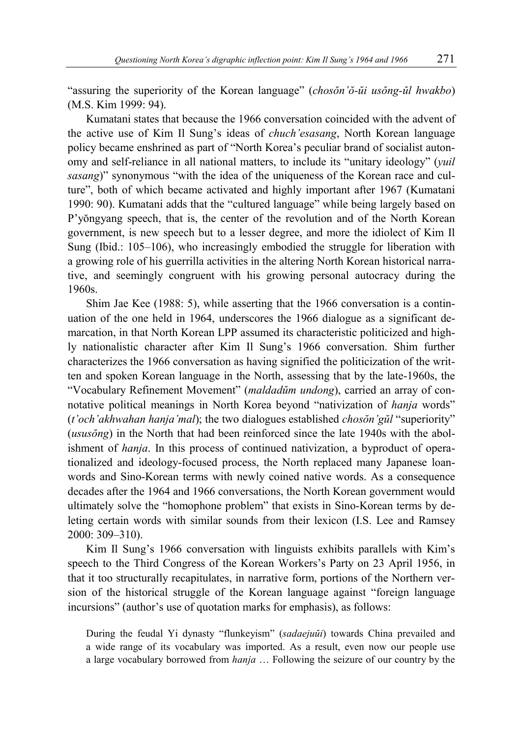"assuring the superiority of the Korean language" (*chosŏn'ŏ-ŭi usŏng-ŭl hwakbo*) (M.S. Kim 1999: 94).

Kumatani states that because the 1966 conversation coincided with the advent of the active use of Kim Il Sung's ideas of *chuch'esasang*, North Korean language policy became enshrined as part of "North Korea's peculiar brand of socialist autonomy and self-reliance in all national matters, to include its "unitary ideology" (*yuil sasang*)" synonymous "with the idea of the uniqueness of the Korean race and culture", both of which became activated and highly important after 1967 (Kumatani 1990: 90). Kumatani adds that the "cultured language" while being largely based on P'yŏngyang speech, that is, the center of the revolution and of the North Korean government, is new speech but to a lesser degree, and more the idiolect of Kim Il Sung (Ibid.: 105–106), who increasingly embodied the struggle for liberation with a growing role of his guerrilla activities in the altering North Korean historical narrative, and seemingly congruent with his growing personal autocracy during the 1960s.

Shim Jae Kee (1988: 5), while asserting that the 1966 conversation is a continuation of the one held in 1964, underscores the 1966 dialogue as a significant demarcation, in that North Korean LPP assumed its characteristic politicized and highly nationalistic character after Kim Il Sung's 1966 conversation. Shim further characterizes the 1966 conversation as having signified the politicization of the written and spoken Korean language in the North, assessing that by the late-1960s, the "Vocabulary Refinement Movement" (*maldadŭm undong*), carried an array of connotative political meanings in North Korea beyond "nativization of *hanja* words" (*t'och'akhwahan hanja'mal*); the two dialogues established *chosŏn'gŭl* "superiority" (*ususŏng*) in the North that had been reinforced since the late 1940s with the abolishment of *hanja*. In this process of continued nativization, a byproduct of operationalized and ideology-focused process, the North replaced many Japanese loanwords and Sino-Korean terms with newly coined native words. As a consequence decades after the 1964 and 1966 conversations, the North Korean government would ultimately solve the "homophone problem" that exists in Sino-Korean terms by deleting certain words with similar sounds from their lexicon (I.S. Lee and Ramsey 2000: 309–310).

Kim Il Sung's 1966 conversation with linguists exhibits parallels with Kim's speech to the Third Congress of the Korean Workers's Party on 23 April 1956, in that it too structurally recapitulates, in narrative form, portions of the Northern version of the historical struggle of the Korean language against "foreign language incursions" (author's use of quotation marks for emphasis), as follows:

> During the feudal Yi dynasty "flunkeyism" (*sadaejuŭi*) towards China prevailed and a wide range of its vocabulary was imported. As a result, even now our people use a large vocabulary borrowed from *hanja* … Following the seizure of our country by the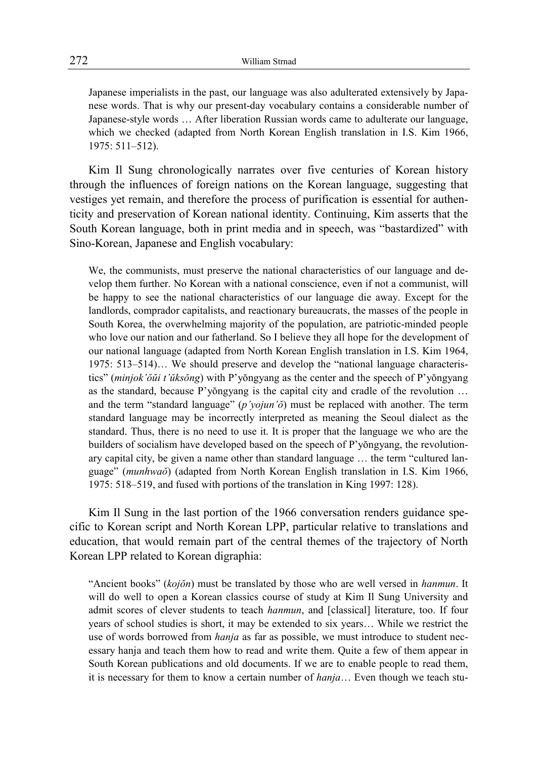Japanese imperialists in the past, our language was also adulterated extensively by Japanese words. That is why our present-day vocabulary contains a considerable number of Japanese-style words … After liberation Russian words came to adulterate our language, which we checked (adapted from North Korean English translation in I.S. Kim 1966, 1975: 511–512).

Kim Il Sung chronologically narrates over five centuries of Korean history through the influences of foreign nations on the Korean language, suggesting that vestiges yet remain, and therefore the process of purification is essential for authenticity and preservation of Korean national identity. Continuing, Kim asserts that the South Korean language, both in print media and in speech, was "bastardized" with Sino-Korean, Japanese and English vocabulary:

> We, the communists, must preserve the national characteristics of our language and develop them further. No Korean with a national conscience, even if not a communist, will be happy to see the national characteristics of our language die away. Except for the landlords, comprador capitalists, and reactionary bureaucrats, the masses of the people in South Korea, the overwhelming majority of the population, are patriotic-minded people who love our nation and our fatherland. So I believe they all hope for the development of our national language (adapted from North Korean English translation in I.S. Kim 1964, 1975: 513–514)… We should preserve and develop the "national language characteristics" (*minjok'ŏŭi t'ŭksŏng*) with P'yŏngyang as the center and the speech of P'yŏngyang as the standard, because P'yŏngyang is the capital city and cradle of the revolution … and the term "standard language" (*p'yojun'ŏ*) must be replaced with another. The term standard language may be incorrectly interpreted as meaning the Seoul dialect as the standard. Thus, there is no need to use it. It is proper that the language we who are the builders of socialism have developed based on the speech of P'yŏngyang, the revolutionary capital city, be given a name other than standard language … the term "cultured language" (*munhwaŏ*) (adapted from North Korean English translation in I.S. Kim 1966, 1975: 518–519, and fused with portions of the translation in King 1997: 128).

Kim Il Sung in the last portion of the 1966 conversation renders guidance specific to Korean script and North Korean LPP, particular relative to translations and education, that would remain part of the central themes of the trajectory of North Korean LPP related to Korean digraphia:

> "Ancient books" (*kojŏn*) must be translated by those who are well versed in *hanmun*. It will do well to open a Korean classics course of study at Kim Il Sung University and admit scores of clever students to teach *hanmun*, and [classical] literature, too. If four years of school studies is short, it may be extended to six years… While we restrict the use of words borrowed from *hanja* as far as possible, we must introduce to student necessary hanja and teach them how to read and write them. Quite a few of them appear in South Korean publications and old documents. If we are to enable people to read them, it is necessary for them to know a certain number of *hanja*… Even though we teach stu-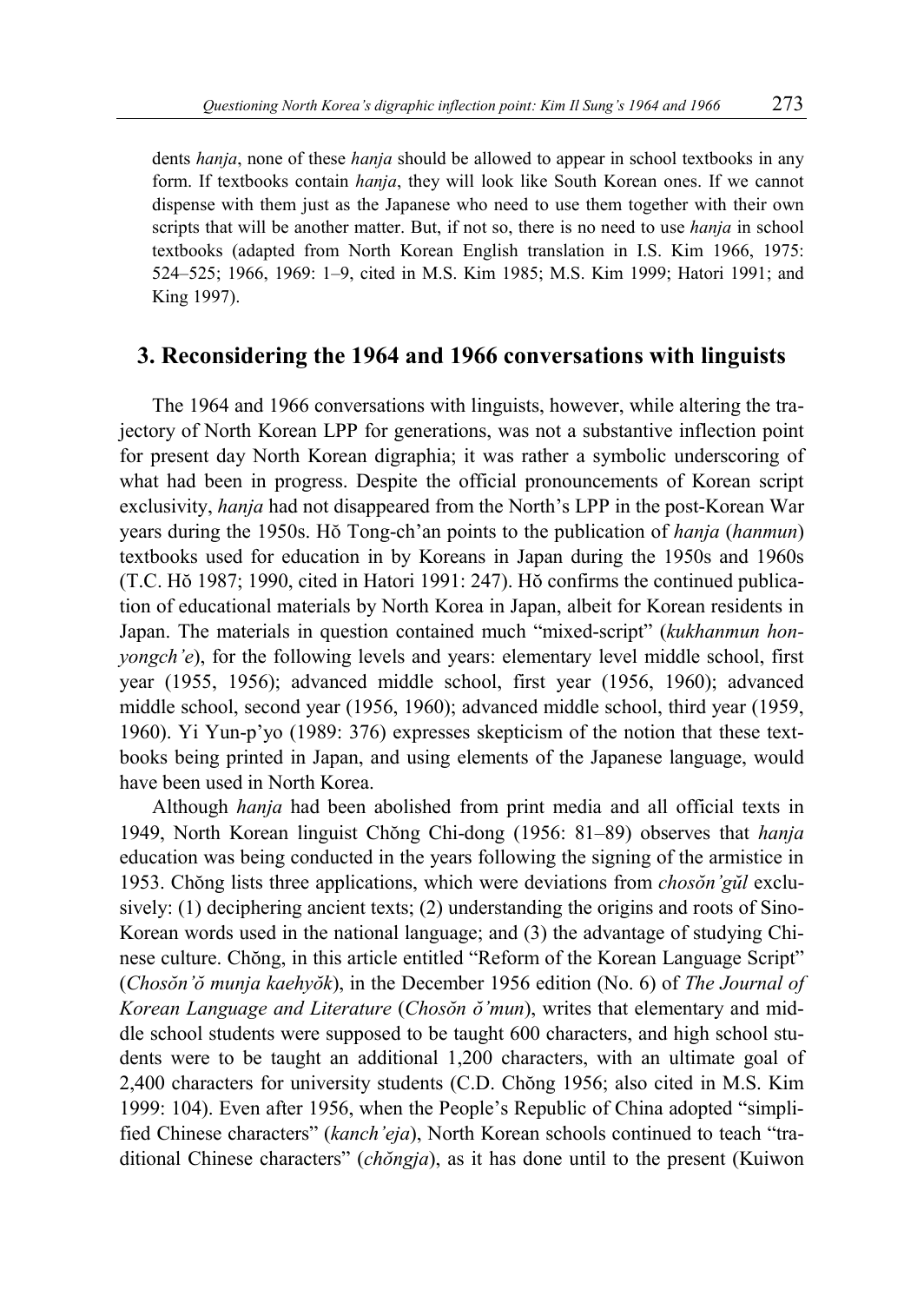dents *hanja*, none of these *hanja* should be allowed to appear in school textbooks in any form. If textbooks contain *hanja*, they will look like South Korean ones. If we cannot dispense with them just as the Japanese who need to use them together with their own scripts that will be another matter. But, if not so, there is no need to use *hanja* in school textbooks (adapted from North Korean English translation in I.S. Kim 1966, 1975: 524–525; 1966, 1969: 1–9, cited in M.S. Kim 1985; M.S. Kim 1999; Hatori 1991; and King 1997).

## 3. Reconsidering the 1964 and 1966 conversations with linguists

The 1964 and 1966 conversations with linguists, however, while altering the trajectory of North Korean LPP for generations, was not a substantive inflection point for present day North Korean digraphia; it was rather a symbolic underscoring of what had been in progress. Despite the official pronouncements of Korean script exclusivity, *hanja* had not disappeared from the North's LPP in the post-Korean War years during the 1950s. Hŏ Tong-ch'an points to the publication of *hanja* (*hanmun*) textbooks used for education in by Koreans in Japan during the 1950s and 1960s (T.C. Hŏ 1987; 1990, cited in Hatori 1991: 247). Hŏ confirms the continued publication of educational materials by North Korea in Japan, albeit for Korean residents in Japan. The materials in question contained much "mixed-script" (*kukhanmun honyongch'e*), for the following levels and years: elementary level middle school, first year (1955, 1956); advanced middle school, first year (1956, 1960); advanced middle school, second year (1956, 1960); advanced middle school, third year (1959, 1960). Yi Yun-p'yo (1989: 376) expresses skepticism of the notion that these textbooks being printed in Japan, and using elements of the Japanese language, would have been used in North Korea.

Although *hanja* had been abolished from print media and all official texts in 1949, North Korean linguist Chŏng Chi-dong (1956: 81–89) observes that *hanja* education was being conducted in the years following the signing of the armistice in 1953. Chŏng lists three applications, which were deviations from *chosŏn'gŭl* exclusively: (1) deciphering ancient texts; (2) understanding the origins and roots of Sino-Korean words used in the national language; and (3) the advantage of studying Chinese culture. Chŏng, in this article entitled "Reform of the Korean Language Script" (*Chosŏn'ŏ munja kaehyŏk*), in the December 1956 edition (No. 6) of *The Journal of Korean Language and Literature* (*Chosŏn ŏ'mun*), writes that elementary and middle school students were supposed to be taught 600 characters, and high school students were to be taught an additional 1,200 characters, with an ultimate goal of 2,400 characters for university students (C.D. Chŏng 1956; also cited in M.S. Kim 1999: 104). Even after 1956, when the People's Republic of China adopted "simplified Chinese characters" (*kanch'eja*), North Korean schools continued to teach "traditional Chinese characters" (*chŏngja*), as it has done until to the present (Kuiwon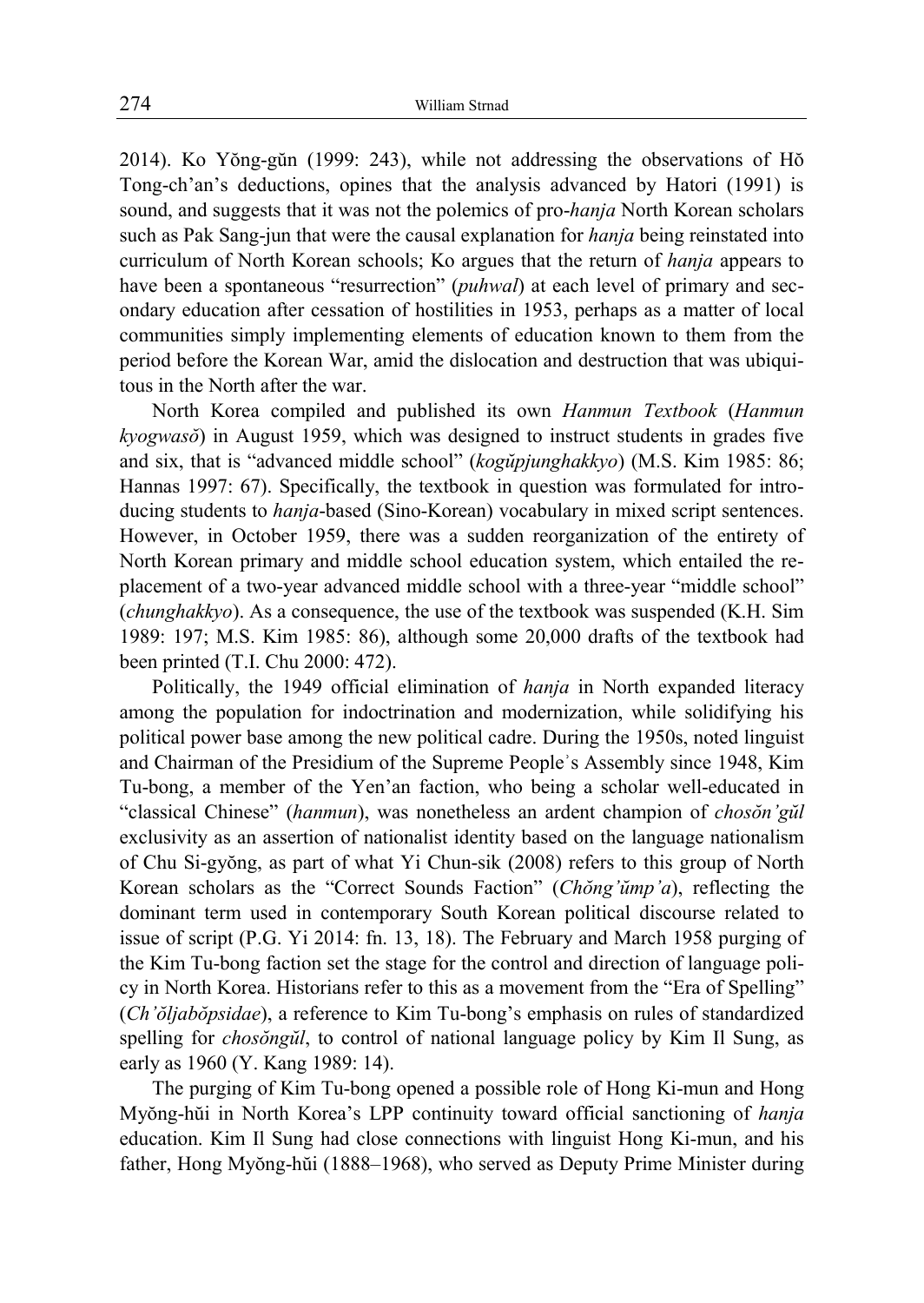2014). Ko Yŏng-gŭn (1999: 243), while not addressing the observations of Hŏ Tong-ch'an's deductions, opines that the analysis advanced by Hatori (1991) is sound, and suggests that it was not the polemics of pro-*hanja* North Korean scholars such as Pak Sang-jun that were the causal explanation for *hanja* being reinstated into curriculum of North Korean schools; Ko argues that the return of *hanja* appears to have been a spontaneous "resurrection" (*puhwal*) at each level of primary and secondary education after cessation of hostilities in 1953, perhaps as a matter of local communities simply implementing elements of education known to them from the period before the Korean War, amid the dislocation and destruction that was ubiquitous in the North after the war.

North Korea compiled and published its own *Hanmun Textbook* (*Hanmun kyogwasŏ*) in August 1959, which was designed to instruct students in grades five and six, that is "advanced middle school" (*kogŭpjunghakkyo*) (M.S. Kim 1985: 86; Hannas 1997: 67). Specifically, the textbook in question was formulated for introducing students to *hanja*-based (Sino-Korean) vocabulary in mixed script sentences. However, in October 1959, there was a sudden reorganization of the entirety of North Korean primary and middle school education system, which entailed the replacement of a two-year advanced middle school with a three-year "middle school" (*chunghakkyo*). As a consequence, the use of the textbook was suspended (K.H. Sim 1989: 197; M.S. Kim 1985: 86), although some 20,000 drafts of the textbook had been printed (T.I. Chu 2000: 472).

Politically, the 1949 official elimination of *hanja* in North expanded literacy among the population for indoctrination and modernization, while solidifying his political power base among the new political cadre. During the 1950s, noted linguist and Chairman of the Presidium of the Supreme People's Assembly since 1948, Kim Tu-bong, a member of the Yen'an faction, who being a scholar well-educated in "classical Chinese" (*hanmun*), was nonetheless an ardent champion of *chosŏn'gŭl* exclusivity as an assertion of nationalist identity based on the language nationalism of Chu Si-gyŏng, as part of what Yi Chun-sik (2008) refers to this group of North Korean scholars as the "Correct Sounds Faction" (*Chŏng'ŭmp'a*), reflecting the dominant term used in contemporary South Korean political discourse related to issue of script (P.G. Yi 2014: fn. 13, 18). The February and March 1958 purging of the Kim Tu-bong faction set the stage for the control and direction of language policy in North Korea. Historians refer to this as a movement from the "Era of Spelling" (*Ch'ŏljabŏpsidae*), a reference to Kim Tu-bong's emphasis on rules of standardized spelling for *chosŏngŭl*, to control of national language policy by Kim Il Sung, as early as 1960 (Y. Kang 1989: 14).

The purging of Kim Tu-bong opened a possible role of Hong Ki-mun and Hong Myŏng-hŭi in North Korea's LPP continuity toward official sanctioning of *hanja* education. Kim Il Sung had close connections with linguist Hong Ki-mun, and his father, Hong Myŏng-hŭi (1888–1968), who served as Deputy Prime Minister during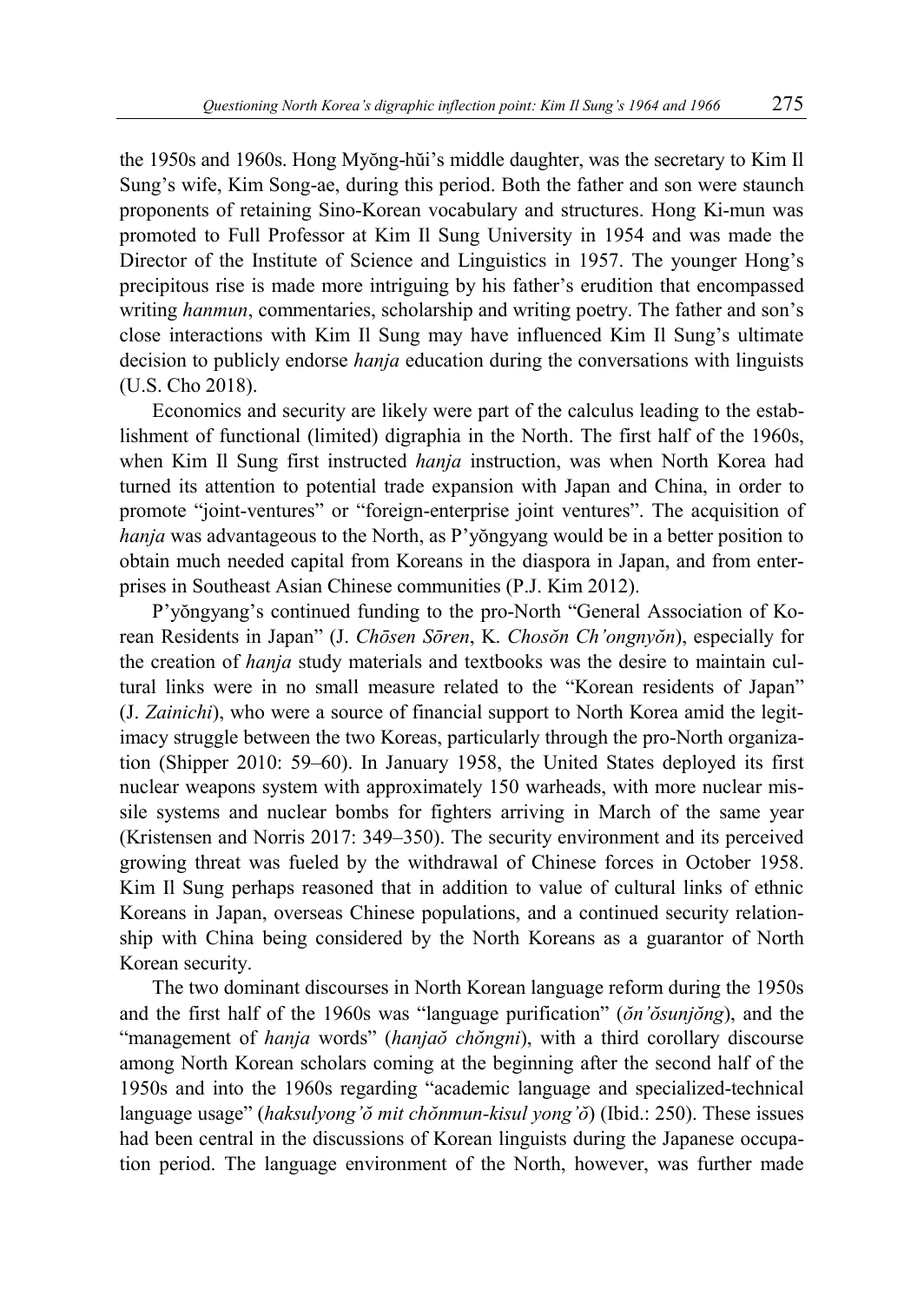the 1950s and 1960s. Hong Myŏng-hŭi's middle daughter, was the secretary to Kim Il Sung's wife, Kim Song-ae, during this period. Both the father and son were staunch proponents of retaining Sino-Korean vocabulary and structures. Hong Ki-mun was promoted to Full Professor at Kim Il Sung University in 1954 and was made the Director of the Institute of Science and Linguistics in 1957. The younger Hong's precipitous rise is made more intriguing by his father's erudition that encompassed writing *hanmun*, commentaries, scholarship and writing poetry. The father and son's close interactions with Kim Il Sung may have influenced Kim Il Sung's ultimate decision to publicly endorse *hanja* education during the conversations with linguists (U.S. Cho 2018).

Economics and security are likely were part of the calculus leading to the establishment of functional (limited) digraphia in the North. The first half of the 1960s, when Kim Il Sung first instructed *hanja* instruction, was when North Korea had turned its attention to potential trade expansion with Japan and China, in order to promote "joint-ventures" or "foreign-enterprise joint ventures". The acquisition of *hanja* was advantageous to the North, as P'yŏngyang would be in a better position to obtain much needed capital from Koreans in the diaspora in Japan, and from enterprises in Southeast Asian Chinese communities (P.J. Kim 2012).

P'yŏngyang's continued funding to the pro-North "General Association of Korean Residents in Japan" (J. *Chōsen Sōren*, K. *Chosŏn Ch'ongnyŏn*), especially for the creation of *hanja* study materials and textbooks was the desire to maintain cultural links were in no small measure related to the "Korean residents of Japan" (J. *Zainichi*), who were a source of financial support to North Korea amid the legitimacy struggle between the two Koreas, particularly through the pro-North organization (Shipper 2010: 59–60). In January 1958, the United States deployed its first nuclear weapons system with approximately 150 warheads, with more nuclear missile systems and nuclear bombs for fighters arriving in March of the same year (Kristensen and Norris 2017: 349–350). The security environment and its perceived growing threat was fueled by the withdrawal of Chinese forces in October 1958. Kim Il Sung perhaps reasoned that in addition to value of cultural links of ethnic Koreans in Japan, overseas Chinese populations, and a continued security relationship with China being considered by the North Koreans as a guarantor of North Korean security.

The two dominant discourses in North Korean language reform during the 1950s and the first half of the 1960s was "language purification" (*ŏn'ŏsunjŏng*), and the "management of *hanja* words" (*hanjaŏ chŏngni*), with a third corollary discourse among North Korean scholars coming at the beginning after the second half of the 1950s and into the 1960s regarding "academic language and specialized-technical language usage" (*haksulyong'ŏ mit chŏnmun-kisul yong'ŏ*) (Ibid.: 250). These issues had been central in the discussions of Korean linguists during the Japanese occupation period. The language environment of the North, however, was further made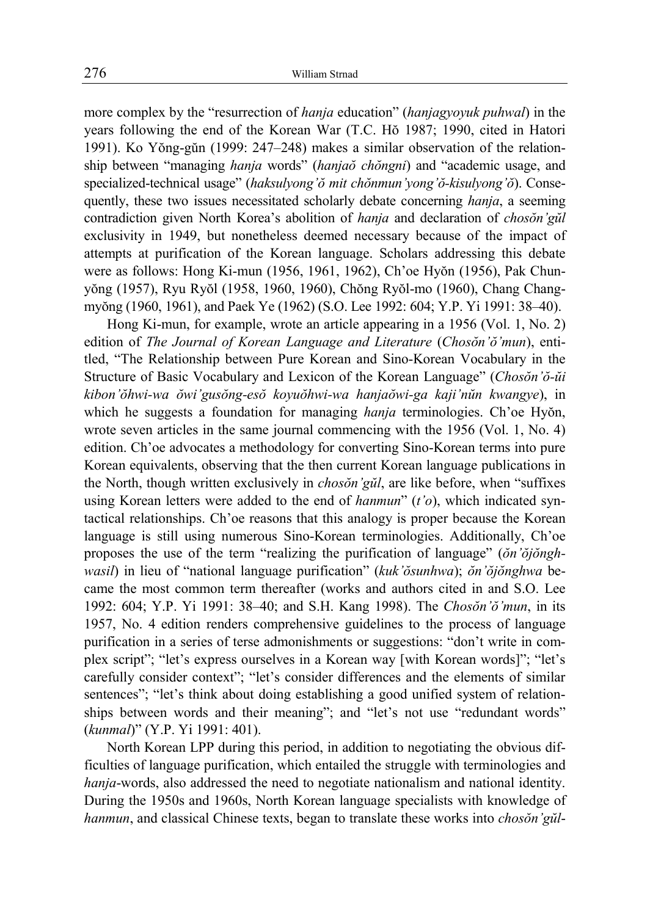more complex by the "resurrection of *hanja* education" (*hanjagyoyuk puhwal*) in the years following the end of the Korean War (T.C. Hŏ 1987; 1990, cited in Hatori 1991). Ko Yŏng-gŭn (1999: 247–248) makes a similar observation of the relationship between "managing *hanja* words" (*hanjaŏ chŏngni*) and "academic usage, and specialized-technical usage" (*haksulyong'ŏ mit chŏnmun'yong'ŏ-kisulyong'ŏ*). Consequently, these two issues necessitated scholarly debate concerning *hanja*, a seeming contradiction given North Korea's abolition of *hanja* and declaration of *chosŏn'gŭl* exclusivity in 1949, but nonetheless deemed necessary because of the impact of attempts at purification of the Korean language. Scholars addressing this debate were as follows: Hong Ki-mun (1956, 1961, 1962), Ch'oe Hyŏn (1956), Pak Chun-yŏng (1957), Ryu Ryŏl (1958, 1960, 1960), Chŏng Ryŏl-mo (1960), Chang Chang-myŏng (1960, 1961), and Paek Ye (1962) (S.O. Lee 1992: 604; Y.P. Yi 1991: 38–40).

Hong Ki-mun, for example, wrote an article appearing in a 1956 (Vol. 1, No. 2) edition of *The Journal of Korean Language and Literature* (*Chosŏn'ŏ'mun*), entitled, "The Relationship between Pure Korean and Sino-Korean Vocabulary in the Structure of Basic Vocabulary and Lexicon of the Korean Language" (*Chosŏn'ŏ-ŭi kibon'ŏhwi-wa ŏwi'gusŏng-esŏ koyuŏhwi-wa hanjaŏwi-ga kaji'nŭn kwangye*), in which he suggests a foundation for managing *hanja* terminologies. Ch'oe Hyŏn, wrote seven articles in the same journal commencing with the 1956 (Vol. 1, No. 4) edition. Ch'oe advocates a methodology for converting Sino-Korean terms into pure Korean equivalents, observing that the then current Korean language publications in the North, though written exclusively in *chosŏn'gŭl*, are like before, when "suffixes using Korean letters were added to the end of *hanmun*" (*t'o*), which indicated syntactical relationships. Ch'oe reasons that this analogy is proper because the Korean language is still using numerous Sino-Korean terminologies. Additionally, Ch'oe proposes the use of the term "realizing the purification of language" (*ŏn'ŏjŏnghwasil*) in lieu of "national language purification" (*kuk'ŏsunhwa*); *ŏn'ŏjŏnghwa* became the most common term thereafter (works and authors cited in and S.O. Lee 1992: 604; Y.P. Yi 1991: 38–40; and S.H. Kang 1998). The *Chosŏn'ŏ'mun*, in its 1957, No. 4 edition renders comprehensive guidelines to the process of language purification in a series of terse admonishments or suggestions: "don't write in complex script"; "let's express ourselves in a Korean way [with Korean words]"; "let's carefully consider context"; "let's consider differences and the elements of similar sentences"; "let's think about doing establishing a good unified system of relationships between words and their meaning"; and "let's not use "redundant words" (*kunmal*)" (Y.P. Yi 1991: 401).

North Korean LPP during this period, in addition to negotiating the obvious difficulties of language purification, which entailed the struggle with terminologies and *hanja*-words, also addressed the need to negotiate nationalism and national identity. During the 1950s and 1960s, North Korean language specialists with knowledge of *hanmun*, and classical Chinese texts, began to translate these works into *chosŏn'gŭl*-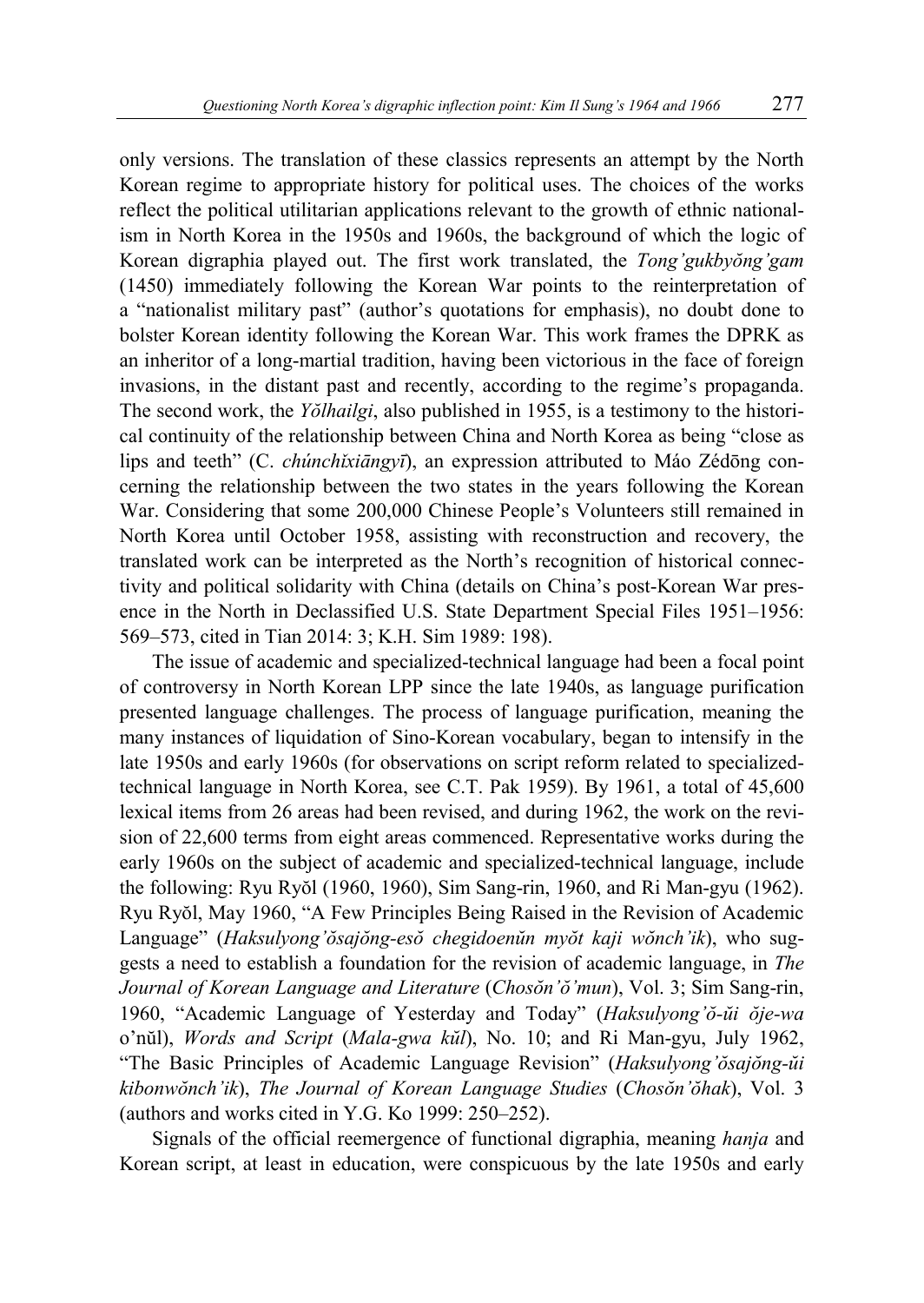only versions. The translation of these classics represents an attempt by the North Korean regime to appropriate history for political uses. The choices of the works reflect the political utilitarian applications relevant to the growth of ethnic nationalism in North Korea in the 1950s and 1960s, the background of which the logic of Korean digraphia played out. The first work translated, the *Tong'gukbyŏng'gam* (1450) immediately following the Korean War points to the reinterpretation of a "nationalist military past" (author's quotations for emphasis), no doubt done to bolster Korean identity following the Korean War. This work frames the DPRK as an inheritor of a long-martial tradition, having been victorious in the face of foreign invasions, in the distant past and recently, according to the regime's propaganda. The second work, the *Yŏlhailgi*, also published in 1955, is a testimony to the historical continuity of the relationship between China and North Korea as being "close as lips and teeth" (C. *chúnchǐxiāngyī*), an expression attributed to Máo Zédōng concerning the relationship between the two states in the years following the Korean War. Considering that some 200,000 Chinese People's Volunteers still remained in North Korea until October 1958, assisting with reconstruction and recovery, the translated work can be interpreted as the North's recognition of historical connectivity and political solidarity with China (details on China's post-Korean War presence in the North in Declassified U.S. State Department Special Files 1951–1956: 569–573, cited in Tian 2014: 3; K.H. Sim 1989: 198).

The issue of academic and specialized-technical language had been a focal point of controversy in North Korean LPP since the late 1940s, as language purification presented language challenges. The process of language purification, meaning the many instances of liquidation of Sino-Korean vocabulary, began to intensify in the late 1950s and early 1960s (for observations on script reform related to specialized-technical language in North Korea, see C.T. Pak 1959). By 1961, a total of 45,600 lexical items from 26 areas had been revised, and during 1962, the work on the revision of 22,600 terms from eight areas commenced. Representative works during the early 1960s on the subject of academic and specialized-technical language, include the following: Ryu Ryŏl (1960, 1960), Sim Sang-rin, 1960, and Ri Man-gyu (1962). Ryu Ryŏl, May 1960, "A Few Principles Being Raised in the Revision of Academic Language" (*Haksulyong'ŏsajŏng-esŏ chegidoenŭn myŏt kaji wŏnch'ik*), who suggests a need to establish a foundation for the revision of academic language, in *The Journal of Korean Language and Literature* (*Chosŏn'ŏ'mun*), Vol. 3; Sim Sang-rin, 1960, "Academic Language of Yesterday and Today" (*Haksulyong'ŏ-ŭi ŏje-wa* o'nŭl), *Words and Script* (*Mala-gwa kŭl*), No. 10; and Ri Man-gyu, July 1962, "The Basic Principles of Academic Language Revision" (*Haksulyong'ŏsajŏng-ŭi kibonwŏnch'ik*), *The Journal of Korean Language Studies* (*Chosŏn'ŏhak*), Vol. 3 (authors and works cited in Y.G. Ko 1999: 250–252).

Signals of the official reemergence of functional digraphia, meaning *hanja* and Korean script, at least in education, were conspicuous by the late 1950s and early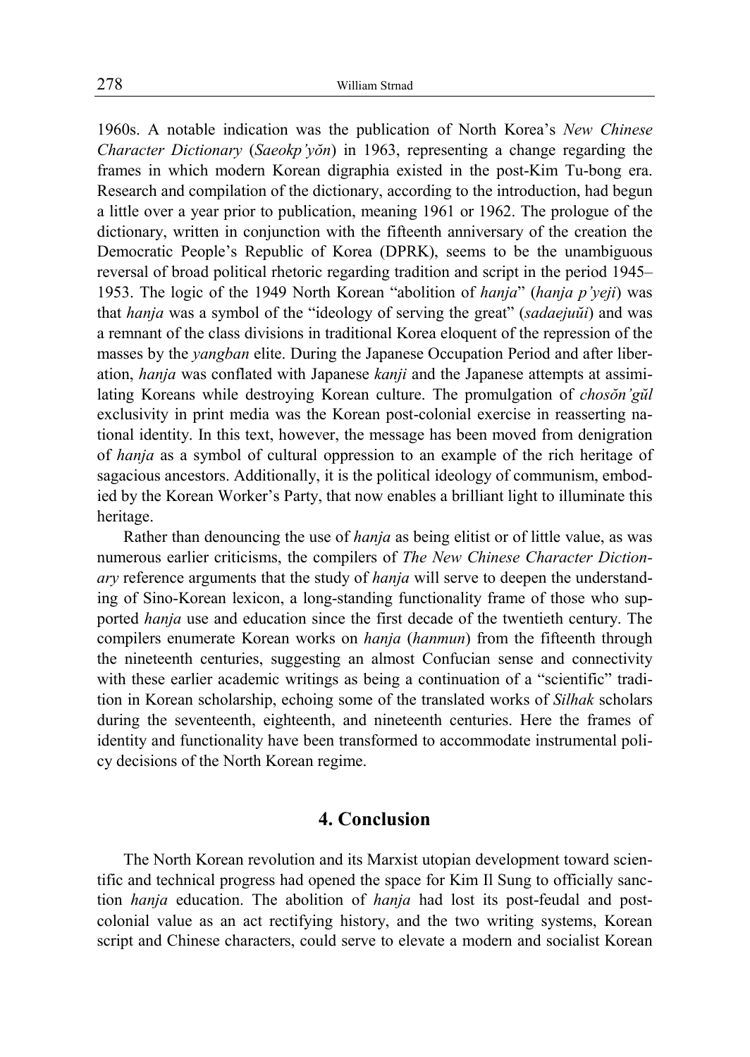1960s. A notable indication was the publication of North Korea's *New Chinese Character Dictionary* (*Saeokp'yŏn*) in 1963, representing a change regarding the frames in which modern Korean digraphia existed in the post-Kim Tu-bong era. Research and compilation of the dictionary, according to the introduction, had begun a little over a year prior to publication, meaning 1961 or 1962. The prologue of the dictionary, written in conjunction with the fifteenth anniversary of the creation the Democratic People's Republic of Korea (DPRK), seems to be the unambiguous reversal of broad political rhetoric regarding tradition and script in the period 1945–1953. The logic of the 1949 North Korean "abolition of *hanja*" (*hanja p'yeji*) was that *hanja* was a symbol of the "ideology of serving the great" (*sadaejuŭi*) and was a remnant of the class divisions in traditional Korea eloquent of the repression of the masses by the *yangban* elite. During the Japanese Occupation Period and after liberation, *hanja* was conflated with Japanese *kanji* and the Japanese attempts at assimilating Koreans while destroying Korean culture. The promulgation of *chosŏn'gŭl* exclusivity in print media was the Korean post-colonial exercise in reasserting national identity. In this text, however, the message has been moved from denigration of *hanja* as a symbol of cultural oppression to an example of the rich heritage of sagacious ancestors. Additionally, it is the political ideology of communism, embodied by the Korean Worker's Party, that now enables a brilliant light to illuminate this heritage.

Rather than denouncing the use of *hanja* as being elitist or of little value, as was numerous earlier criticisms, the compilers of *The New Chinese Character Dictionary* reference arguments that the study of *hanja* will serve to deepen the understanding of Sino-Korean lexicon, a long-standing functionality frame of those who supported *hanja* use and education since the first decade of the twentieth century. The compilers enumerate Korean works on *hanja* (*hanmun*) from the fifteenth through the nineteenth centuries, suggesting an almost Confucian sense and connectivity with these earlier academic writings as being a continuation of a "scientific" tradition in Korean scholarship, echoing some of the translated works of *Silhak* scholars during the seventeenth, eighteenth, and nineteenth centuries. Here the frames of identity and functionality have been transformed to accommodate instrumental policy decisions of the North Korean regime.

## 4. Conclusion

The North Korean revolution and its Marxist utopian development toward scientific and technical progress had opened the space for Kim Il Sung to officially sanction *hanja* education. The abolition of *hanja* had lost its post-feudal and post-colonial value as an act rectifying history, and the two writing systems, Korean script and Chinese characters, could serve to elevate a modern and socialist Korean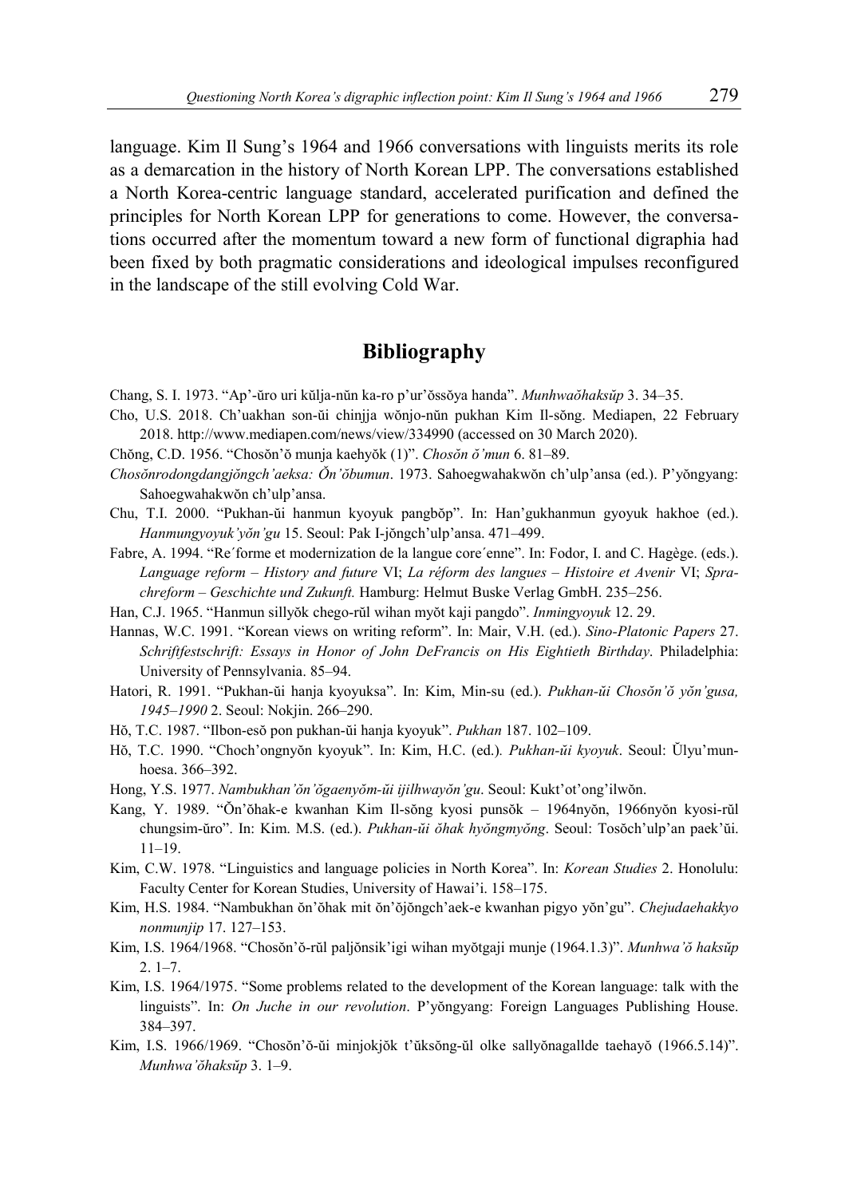language. Kim Il Sung's 1964 and 1966 conversations with linguists merits its role as a demarcation in the history of North Korean LPP. The conversations established a North Korea-centric language standard, accelerated purification and defined the principles for North Korean LPP for generations to come. However, the conversations occurred after the momentum toward a new form of functional digraphia had been fixed by both pragmatic considerations and ideological impulses reconfigured in the landscape of the still evolving Cold War.

## Bibliography

Chang, S. I. 1973. "Ap'-ŭro uri kŭlja-nŭn ka-ro p'ur'ŏssŏya handa". *Munhwaŏhaksŭp* 3. 34–35.

Cho, U.S. 2018. Ch'uakhan son-ŭi chinjja wŏnjo-nŭn pukhan Kim Il-sŏng. Mediapen, 22 February 2018. http://www.mediapen.com/news/view/334990 (accessed on 30 March 2020).

Chŏng, C.D. 1956. "Chosŏn'ŏ munja kaehyŏk (1)". *Chosŏn ŏ'mun* 6. 81–89.

*Chosŏnrodongdangjŏngch'aeksa: Ŏn'ŏbumun*. 1973. Sahoegwahakwŏn ch'ulp'ansa (ed.). P'yŏngyang: Sahoegwahakwŏn ch'ulp'ansa.

Chu, T.I. 2000. "Pukhan-ŭi hanmun kyoyuk pangbŏp". In: Han'gukhanmun gyoyuk hakhoe (ed.). *Hanmungyoyuk'yŏn'gu* 15. Seoul: Pak I-jŏngch'ulp'ansa. 471–499.

Fabre, A. 1994. "Re´forme et modernization de la langue core´enne". In: Fodor, I. and C. Hagège. (eds.). *Language reform – History and future* VI; *La réform des langues – Histoire et Avenir* VI; *Sprachreform – Geschichte und Zukunft.* Hamburg: Helmut Buske Verlag GmbH. 235–256.

Han, C.J. 1965. "Hanmun sillyŏk chego-rŭl wihan myŏt kaji pangdo". *Inmingyoyuk* 12. 29.

Hannas, W.C. 1991. "Korean views on writing reform". In: Mair, V.H. (ed.). *Sino-Platonic Papers* 27. *Schriftfestschrift: Essays in Honor of John DeFrancis on His Eightieth Birthday*. Philadelphia: University of Pennsylvania. 85–94.

Hatori, R. 1991. "Pukhan-ŭi hanja kyoyuksa". In: Kim, Min-su (ed.). *Pukhan-ŭi Chosŏn'ŏ yŏn'gusa, 1945–1990* 2. Seoul: Nokjin. 266–290.

Hŏ, T.C. 1987. "Ilbon-esŏ pon pukhan-ŭi hanja kyoyuk". *Pukhan* 187. 102–109.

Hŏ, T.C. 1990. "Choch'ongnyŏn kyoyuk". In: Kim, H.C. (ed.). *Pukhan-ŭi kyoyuk*. Seoul: Ŭlyu'munhoesa. 366–392.

Hong, Y.S. 1977. *Nambukhan'ŏn'ŏgaenyŏm-ŭi ijilhwayŏn'gu*. Seoul: Kukt'ot'ong'ilwŏn.

Kang, Y. 1989. "Ŏn'ŏhak-e kwanhan Kim Il-sŏng kyosi punsŏk – 1964nyŏn, 1966nyŏn kyosi-rŭl chungsim-ŭro". In: Kim. M.S. (ed.). *Pukhan-ŭi ŏhak hyŏngmyŏng*. Seoul: Tosŏch'ulp'an paek'ŭi. 11–19.

Kim, C.W. 1978. "Linguistics and language policies in North Korea". In: *Korean Studies* 2. Honolulu: Faculty Center for Korean Studies, University of Hawai'i. 158–175.

Kim, H.S. 1984. "Nambukhan ŏn'ŏhak mit ŏn'ŏjŏngch'aek-e kwanhan pigyo yŏn'gu". *Chejudaehakkyo nonmunjip* 17. 127–153.

Kim, I.S. 1964/1968. "Chosŏn'ŏ-rŭl paljŏnsik'igi wihan myŏtgaji munje (1964.1.3)". *Munhwa'ŏ haksŭp* 2. 1–7.

Kim, I.S. 1964/1975. "Some problems related to the development of the Korean language: talk with the linguists". In: *On Juche in our revolution*. P'yŏngyang: Foreign Languages Publishing House. 384–397.

Kim, I.S. 1966/1969. "Chosŏn'ŏ-ŭi minjokjŏk t'ŭksŏng-ŭl olke sallyŏnagallde taehayŏ (1966.5.14)". *Munhwa'ŏhaksŭp* 3. 1–9.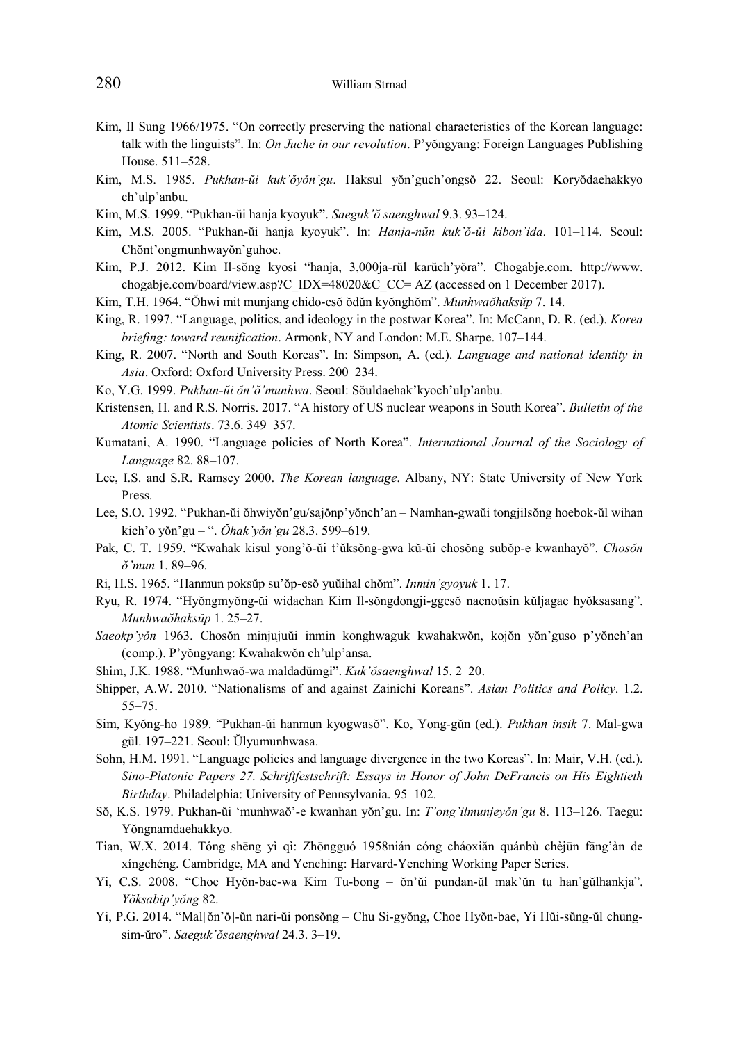Kim, Il Sung 1966/1975. "On correctly preserving the national characteristics of the Korean language: talk with the linguists". In: *On Juche in our revolution*. P'yŏngyang: Foreign Languages Publishing House. 511–528.

Kim, M.S. 1985. *Pukhan-ŭi kuk'ŏyŏn'gu*. Haksul yŏn'guch'ongsŏ 22. Seoul: Koryŏdaehakkyo ch'ulp'anbu.

Kim, M.S. 1999. "Pukhan-ŭi hanja kyoyuk". *Saeguk'ŏ saenghwal* 9.3. 93–124.

Kim, M.S. 2005. "Pukhan-ŭi hanja kyoyuk". In: *Hanja-nŭn kuk'ŏ-ŭi kibon'ida*. 101–114. Seoul: Chŏnt'ongmunhwayŏn'guhoe.

Kim, P.J. 2012. Kim Il-sŏng kyosi "hanja, 3,000ja-rŭl karŭch'yŏra". Chogabje.com. http://www.chogabje.com/board/view.asp?C_IDX=48020&C_CC= AZ (accessed on 1 December 2017).

Kim, T.H. 1964. "Ŏhwi mit munjang chido-esŏ ŏdŭn kyŏnghŏm". *Munhwaŏhaksŭp* 7. 14.

King, R. 1997. "Language, politics, and ideology in the postwar Korea". In: McCann, D. R. (ed.). *Korea briefing: toward reunification*. Armonk, NY and London: M.E. Sharpe. 107–144.

King, R. 2007. "North and South Koreas". In: Simpson, A. (ed.). *Language and national identity in Asia*. Oxford: Oxford University Press. 200–234.

Ko, Y.G. 1999. *Pukhan-ŭi ŏn'ŏ'munhwa*. Seoul: Sŏuldaehak'kyoch'ulp'anbu.

Kristensen, H. and R.S. Norris. 2017. "A history of US nuclear weapons in South Korea". *Bulletin of the Atomic Scientists*. 73.6. 349–357.

Kumatani, A. 1990. "Language policies of North Korea". *International Journal of the Sociology of Language* 82. 88–107.

Lee, I.S. and S.R. Ramsey 2000. *The Korean language*. Albany, NY: State University of New York Press.

Lee, S.O. 1992. "Pukhan-ŭi ŏhwiyŏn'gu/sajŏnp'yŏnch'an – Namhan-gwaŭi tongjilsŏng hoebok-ŭl wihan kich'o yŏn'gu – ". *Ŏhak'yŏn'gu* 28.3. 599–619.

Pak, C. T. 1959. "Kwahak kisul yong'ŏ-ŭi t'ŭksŏng-gwa kŭ-ŭi chosŏng subŏp-e kwanhayŏ". *Chosŏn ŏ'mun* 1. 89–96.

Ri, H.S. 1965. "Hanmun poksŭp su'ŏp-esŏ yuŭihal chŏm". *Inmin'gyoyuk* 1. 17.

Ryu, R. 1974. "Hyŏngmyŏng-ŭi widaehan Kim Il-sŏngdongji-ggesŏ naenoŭsin kŭljagae hyŏksasang". *Munhwaŏhaksŭp* 1. 25–27.

*Saeokp'yŏn* 1963. Chosŏn minjujuŭi inmin konghwaguk kwahakwŏn, kojŏn yŏn'guso p'yŏnch'an (comp.). P'yŏngyang: Kwahakwŏn ch'ulp'ansa.

Shim, J.K. 1988. "Munhwaŏ-wa maldadŭmgi". *Kuk'ŏsaenghwal* 15. 2–20.

Shipper, A.W. 2010. "Nationalisms of and against Zainichi Koreans". *Asian Politics and Policy*. 1.2. 55–75.

Sim, Kyŏng-ho 1989. "Pukhan-ŭi hanmun kyogwasŏ". Ko, Yong-gŭn (ed.). *Pukhan insik* 7. Mal-gwa gŭl. 197–221. Seoul: Ŭlyumunhwasa.

Sohn, H.M. 1991. "Language policies and language divergence in the two Koreas". In: Mair, V.H. (ed.). *Sino-Platonic Papers 27. Schriftfestschrift: Essays in Honor of John DeFrancis on His Eightieth Birthday*. Philadelphia: University of Pennsylvania. 95–102.

Sŏ, K.S. 1979. Pukhan-ŭi 'munhwaŏ'-e kwanhan yŏn'gu. In: *T'ong'ilmunjeyŏn'gu* 8. 113–126. Taegu: Yŏngnamdaehakkyo.

Tian, W.X. 2014. Tóng shēng yì qì: Zhōngguó 1958nián cóng cháoxiǎn quánbù chèjūn fāng'àn de xíngchéng. Cambridge, MA and Yenching: Harvard-Yenching Working Paper Series.

Yi, C.S. 2008. "Choe Hyŏn-bae-wa Kim Tu-bong – ŏn'ŭi pundan-ŭl mak'ŭn tu han'gŭlhankja". *Yŏksabip'yŏng* 82.

Yi, P.G. 2014. "Mal[ŏn'ŏ]-ŭn nari-ŭi ponsŏng – Chu Si-gyŏng, Choe Hyŏn-bae, Yi Hŭi-sŭng-ŭl chung-sim-ŭro". *Saeguk'ŏsaenghwal* 24.3. 3–19.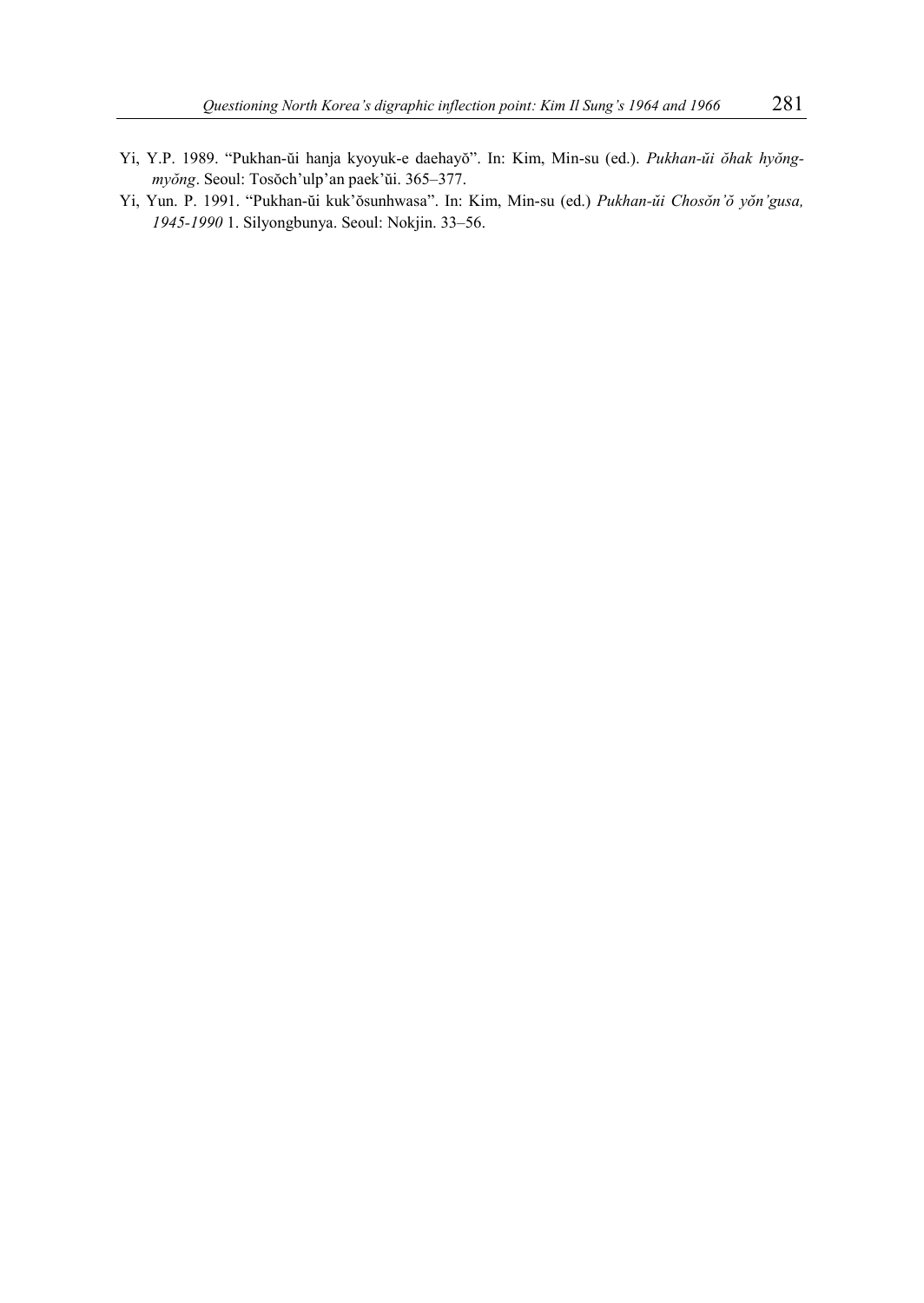Yi, Y.P. 1989. "Pukhan-ŭi hanja kyoyuk-e daehayŏ". In: Kim, Min-su (ed.). *Pukhan-ŭi ŏhak hyŏng-myŏng*. Seoul: Tosŏch'ulp'an paek'ŭi. 365–377.

Yi, Yun. P. 1991. "Pukhan-ŭi kuk'ŏsunhwasa". In: Kim, Min-su (ed.) *Pukhan-ŭi Chosŏn'ŏ yŏn'gusa, 1945-1990* 1. Silyongbunya. Seoul: Nokjin. 33–56.